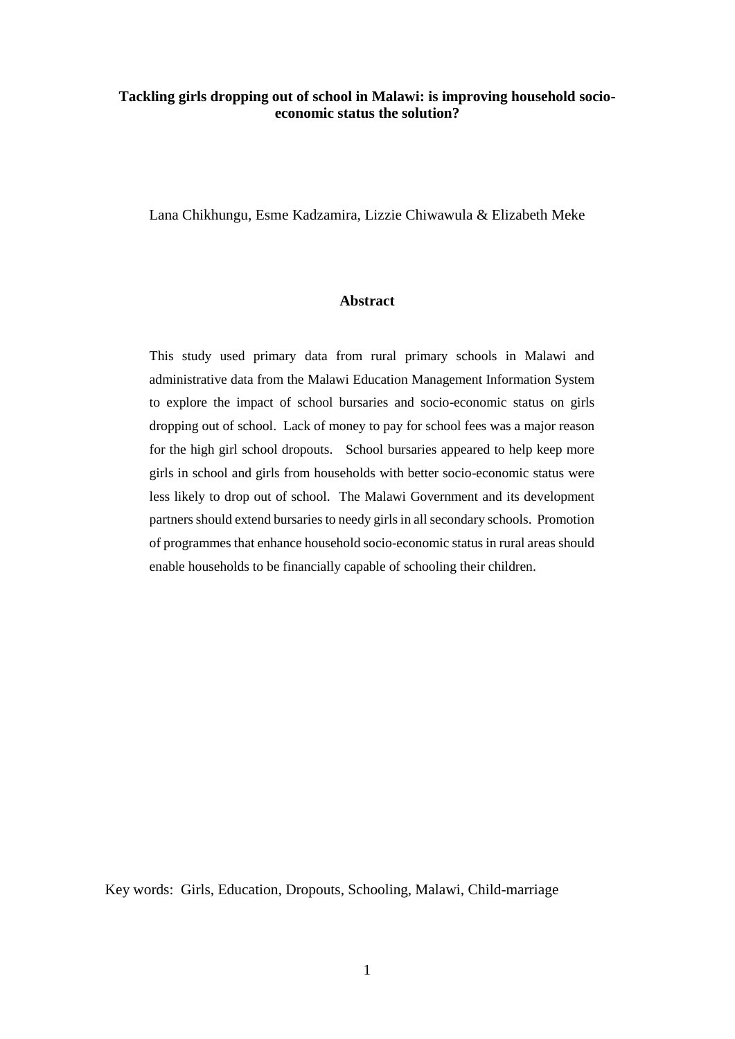# Tackling girls dropping out of school in Malawi: is improving household socio-economic status the solution?

Lana Chikhungu, Esme Kadzamira, Lizzie Chiwawula & Elizabeth Meke

## Abstract

This study used primary data from rural primary schools in Malawi and administrative data from the Malawi Education Management Information System to explore the impact of school bursaries and socio-economic status on girls dropping out of school. Lack of money to pay for school fees was a major reason for the high girl school dropouts. School bursaries appeared to help keep more girls in school and girls from households with better socio-economic status were less likely to drop out of school. The Malawi Government and its development partners should extend bursaries to needy girls in all secondary schools. Promotion of programmes that enhance household socio-economic status in rural areas should enable households to be financially capable of schooling their children.

Key words: Girls, Education, Dropouts, Schooling, Malawi, Child-marriage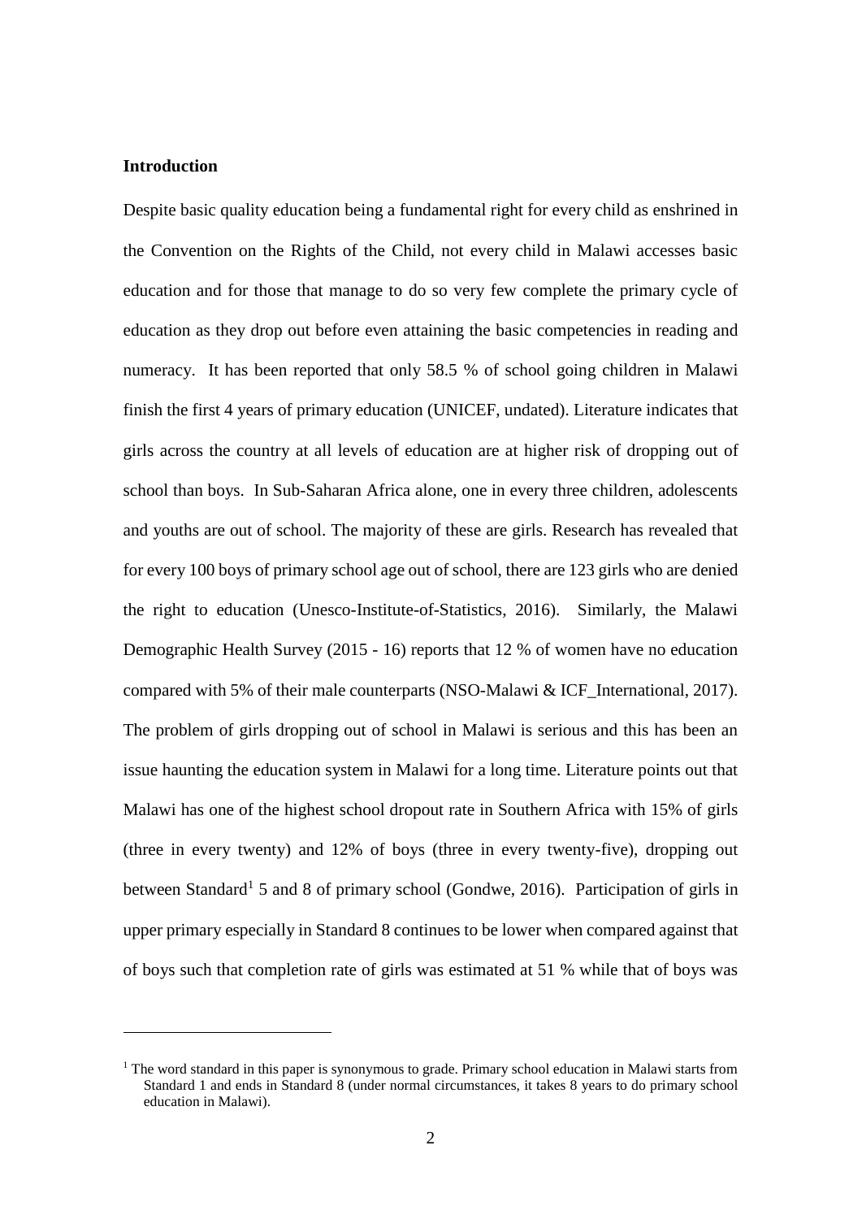**Introduction**

Despite basic quality education being a fundamental right for every child as enshrined in the Convention on the Rights of the Child, not every child in Malawi accesses basic education and for those that manage to do so very few complete the primary cycle of education as they drop out before even attaining the basic competencies in reading and numeracy. It has been reported that only 58.5 % of school going children in Malawi finish the first 4 years of primary education (UNICEF, undated). Literature indicates that girls across the country at all levels of education are at higher risk of dropping out of school than boys. In Sub-Saharan Africa alone, one in every three children, adolescents and youths are out of school. The majority of these are girls. Research has revealed that for every 100 boys of primary school age out of school, there are 123 girls who are denied the right to education (Unesco-Institute-of-Statistics, 2016). Similarly, the Malawi Demographic Health Survey (2015 - 16) reports that 12 % of women have no education compared with 5% of their male counterparts (NSO-Malawi & ICF_International, 2017). The problem of girls dropping out of school in Malawi is serious and this has been an issue haunting the education system in Malawi for a long time. Literature points out that Malawi has one of the highest school dropout rate in Southern Africa with 15% of girls (three in every twenty) and 12% of boys (three in every twenty-five), dropping out between Standard[1] 5 and 8 of primary school (Gondwe, 2016). Participation of girls in upper primary especially in Standard 8 continues to be lower when compared against that of boys such that completion rate of girls was estimated at 51 % while that of boys was

---

[1] The word standard in this paper is synonymous to grade. Primary school education in Malawi starts from Standard 1 and ends in Standard 8 (under normal circumstances, it takes 8 years to do primary school education in Malawi).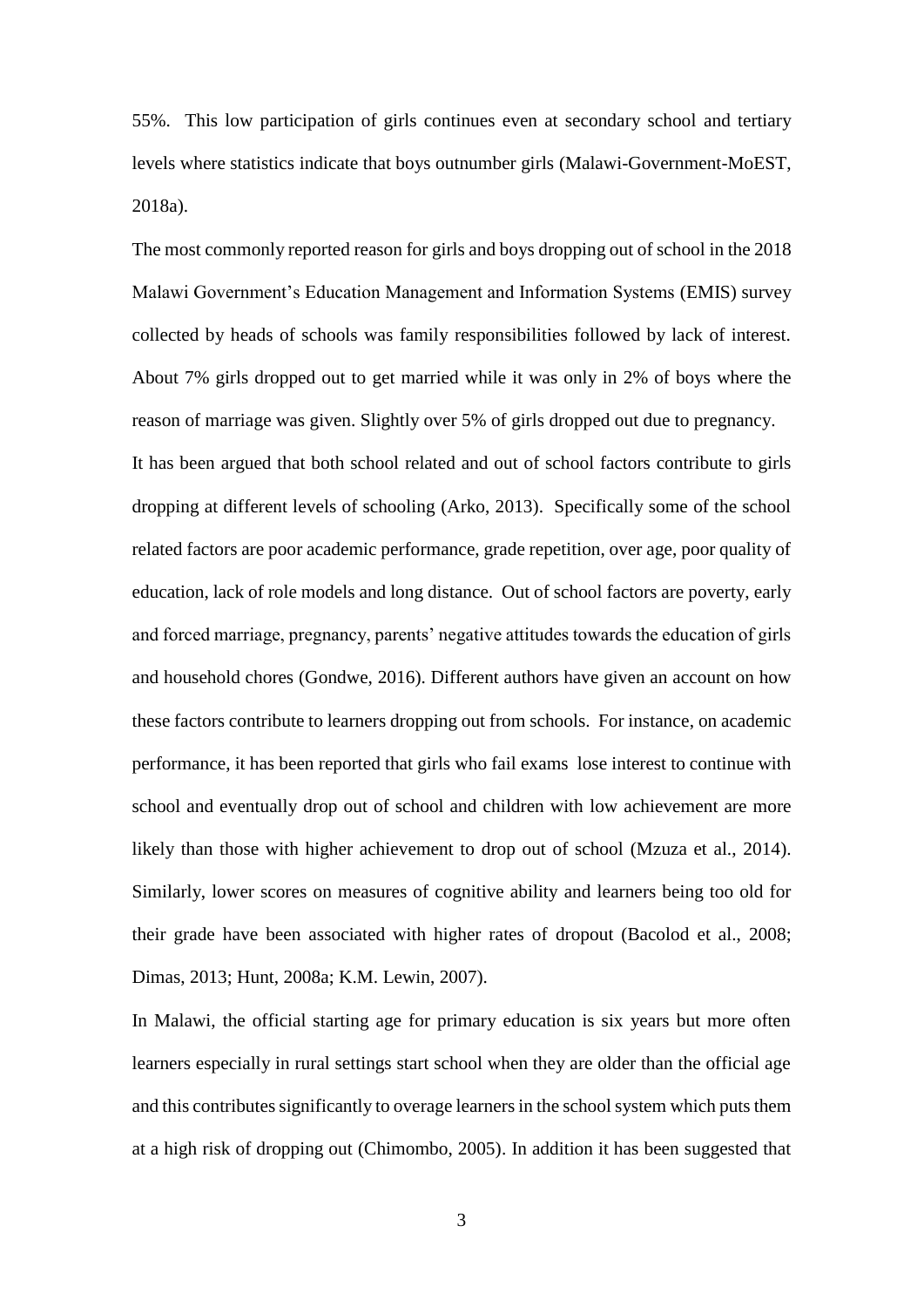55%. This low participation of girls continues even at secondary school and tertiary levels where statistics indicate that boys outnumber girls (Malawi-Government-MoEST, 2018a).

The most commonly reported reason for girls and boys dropping out of school in the 2018 Malawi Government's Education Management and Information Systems (EMIS) survey collected by heads of schools was family responsibilities followed by lack of interest. About 7% girls dropped out to get married while it was only in 2% of boys where the reason of marriage was given. Slightly over 5% of girls dropped out due to pregnancy.

It has been argued that both school related and out of school factors contribute to girls dropping at different levels of schooling (Arko, 2013). Specifically some of the school related factors are poor academic performance, grade repetition, over age, poor quality of education, lack of role models and long distance. Out of school factors are poverty, early and forced marriage, pregnancy, parents' negative attitudes towards the education of girls and household chores (Gondwe, 2016). Different authors have given an account on how these factors contribute to learners dropping out from schools. For instance, on academic performance, it has been reported that girls who fail exams lose interest to continue with school and eventually drop out of school and children with low achievement are more likely than those with higher achievement to drop out of school (Mzuza et al., 2014). Similarly, lower scores on measures of cognitive ability and learners being too old for their grade have been associated with higher rates of dropout (Bacolod et al., 2008; Dimas, 2013; Hunt, 2008a; K.M. Lewin, 2007).

In Malawi, the official starting age for primary education is six years but more often learners especially in rural settings start school when they are older than the official age and this contributes significantly to overage learners in the school system which puts them at a high risk of dropping out (Chimombo, 2005). In addition it has been suggested that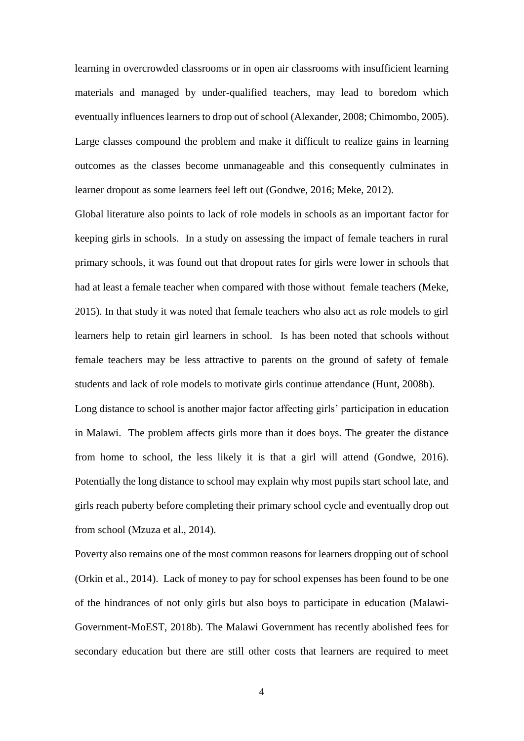learning in overcrowded classrooms or in open air classrooms with insufficient learning materials and managed by under-qualified teachers, may lead to boredom which eventually influences learners to drop out of school (Alexander, 2008; Chimombo, 2005). Large classes compound the problem and make it difficult to realize gains in learning outcomes as the classes become unmanageable and this consequently culminates in learner dropout as some learners feel left out (Gondwe, 2016; Meke, 2012).

Global literature also points to lack of role models in schools as an important factor for keeping girls in schools. In a study on assessing the impact of female teachers in rural primary schools, it was found out that dropout rates for girls were lower in schools that had at least a female teacher when compared with those without female teachers (Meke, 2015). In that study it was noted that female teachers who also act as role models to girl learners help to retain girl learners in school. Is has been noted that schools without female teachers may be less attractive to parents on the ground of safety of female students and lack of role models to motivate girls continue attendance (Hunt, 2008b).

Long distance to school is another major factor affecting girls' participation in education in Malawi. The problem affects girls more than it does boys. The greater the distance from home to school, the less likely it is that a girl will attend (Gondwe, 2016). Potentially the long distance to school may explain why most pupils start school late, and girls reach puberty before completing their primary school cycle and eventually drop out from school (Mzuza et al., 2014).

Poverty also remains one of the most common reasons for learners dropping out of school (Orkin et al., 2014). Lack of money to pay for school expenses has been found to be one of the hindrances of not only girls but also boys to participate in education (Malawi-Government-MoEST, 2018b). The Malawi Government has recently abolished fees for secondary education but there are still other costs that learners are required to meet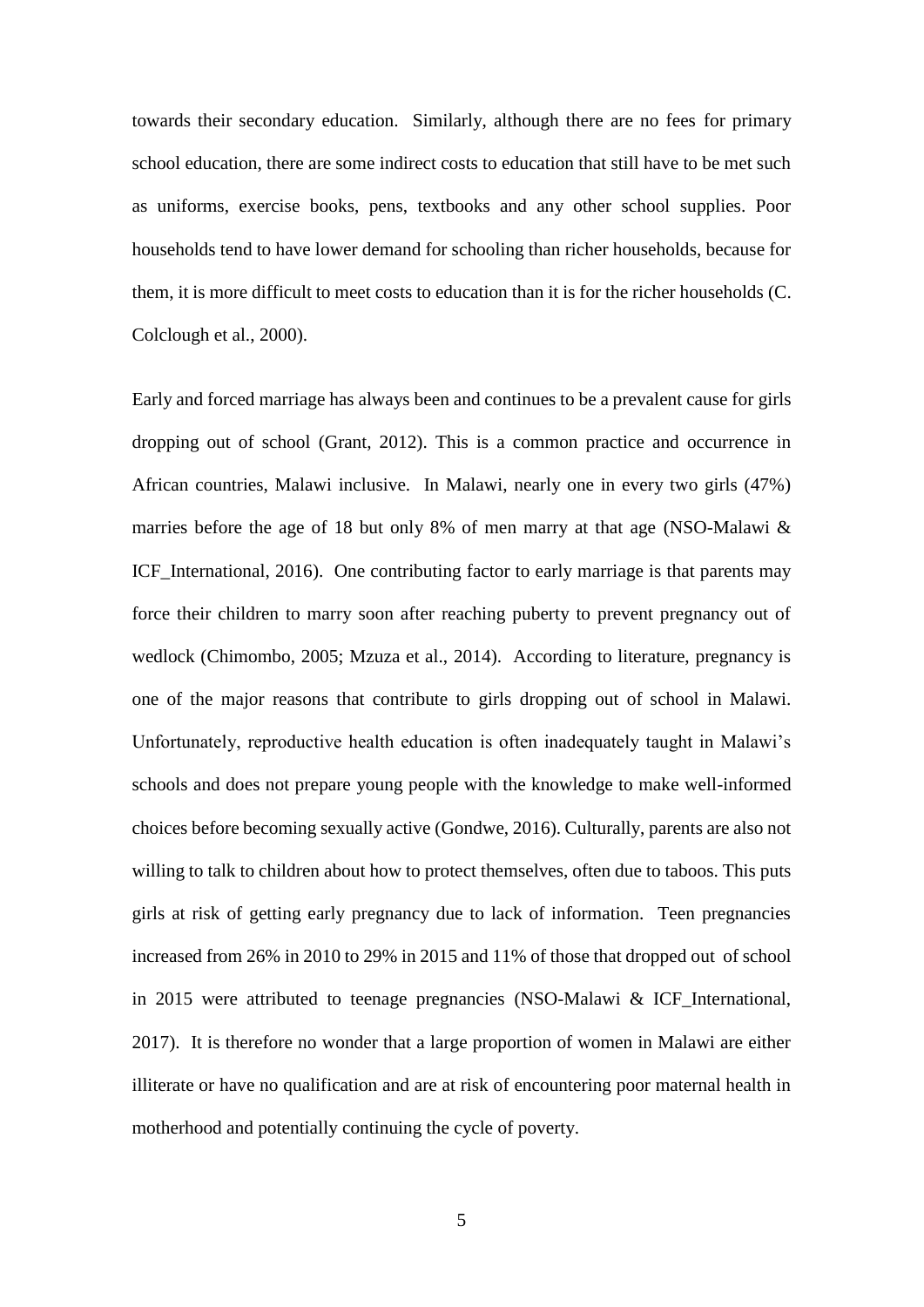towards their secondary education. Similarly, although there are no fees for primary school education, there are some indirect costs to education that still have to be met such as uniforms, exercise books, pens, textbooks and any other school supplies. Poor households tend to have lower demand for schooling than richer households, because for them, it is more difficult to meet costs to education than it is for the richer households (C. Colclough et al., 2000).

Early and forced marriage has always been and continues to be a prevalent cause for girls dropping out of school (Grant, 2012). This is a common practice and occurrence in African countries, Malawi inclusive. In Malawi, nearly one in every two girls (47%) marries before the age of 18 but only 8% of men marry at that age (NSO-Malawi & ICF_International, 2016). One contributing factor to early marriage is that parents may force their children to marry soon after reaching puberty to prevent pregnancy out of wedlock (Chimombo, 2005; Mzuza et al., 2014). According to literature, pregnancy is one of the major reasons that contribute to girls dropping out of school in Malawi. Unfortunately, reproductive health education is often inadequately taught in Malawi's schools and does not prepare young people with the knowledge to make well-informed choices before becoming sexually active (Gondwe, 2016). Culturally, parents are also not willing to talk to children about how to protect themselves, often due to taboos. This puts girls at risk of getting early pregnancy due to lack of information. Teen pregnancies increased from 26% in 2010 to 29% in 2015 and 11% of those that dropped out of school in 2015 were attributed to teenage pregnancies (NSO-Malawi & ICF_International, 2017). It is therefore no wonder that a large proportion of women in Malawi are either illiterate or have no qualification and are at risk of encountering poor maternal health in motherhood and potentially continuing the cycle of poverty.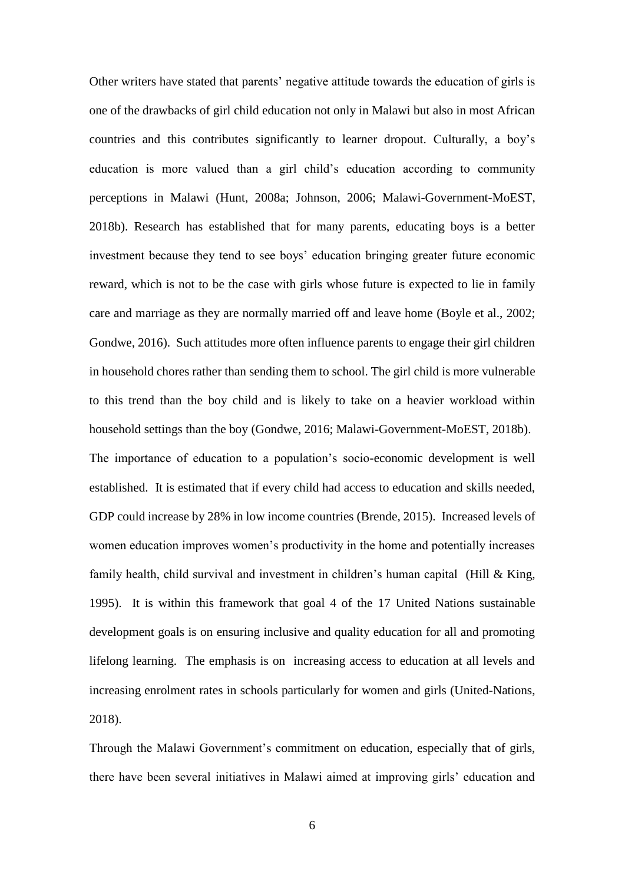Other writers have stated that parents' negative attitude towards the education of girls is one of the drawbacks of girl child education not only in Malawi but also in most African countries and this contributes significantly to learner dropout. Culturally, a boy's education is more valued than a girl child's education according to community perceptions in Malawi (Hunt, 2008a; Johnson, 2006; Malawi-Government-MoEST, 2018b). Research has established that for many parents, educating boys is a better investment because they tend to see boys' education bringing greater future economic reward, which is not to be the case with girls whose future is expected to lie in family care and marriage as they are normally married off and leave home (Boyle et al., 2002; Gondwe, 2016). Such attitudes more often influence parents to engage their girl children in household chores rather than sending them to school. The girl child is more vulnerable to this trend than the boy child and is likely to take on a heavier workload within household settings than the boy (Gondwe, 2016; Malawi-Government-MoEST, 2018b).

The importance of education to a population's socio-economic development is well established. It is estimated that if every child had access to education and skills needed, GDP could increase by 28% in low income countries (Brende, 2015). Increased levels of women education improves women's productivity in the home and potentially increases family health, child survival and investment in children's human capital (Hill & King, 1995). It is within this framework that goal 4 of the 17 United Nations sustainable development goals is on ensuring inclusive and quality education for all and promoting lifelong learning. The emphasis is on increasing access to education at all levels and increasing enrolment rates in schools particularly for women and girls (United-Nations, 2018).

Through the Malawi Government's commitment on education, especially that of girls, there have been several initiatives in Malawi aimed at improving girls' education and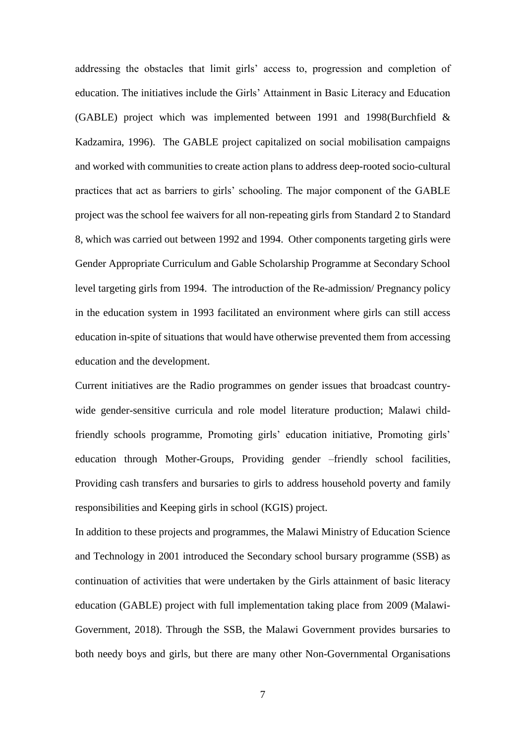addressing the obstacles that limit girls' access to, progression and completion of education. The initiatives include the Girls' Attainment in Basic Literacy and Education (GABLE) project which was implemented between 1991 and 1998(Burchfield & Kadzamira, 1996). The GABLE project capitalized on social mobilisation campaigns and worked with communities to create action plans to address deep-rooted socio-cultural practices that act as barriers to girls' schooling. The major component of the GABLE project was the school fee waivers for all non-repeating girls from Standard 2 to Standard 8, which was carried out between 1992 and 1994. Other components targeting girls were Gender Appropriate Curriculum and Gable Scholarship Programme at Secondary School level targeting girls from 1994. The introduction of the Re-admission/ Pregnancy policy in the education system in 1993 facilitated an environment where girls can still access education in-spite of situations that would have otherwise prevented them from accessing education and the development.

Current initiatives are the Radio programmes on gender issues that broadcast country-wide gender-sensitive curricula and role model literature production; Malawi child-friendly schools programme, Promoting girls' education initiative, Promoting girls' education through Mother-Groups, Providing gender –friendly school facilities, Providing cash transfers and bursaries to girls to address household poverty and family responsibilities and Keeping girls in school (KGIS) project.

In addition to these projects and programmes, the Malawi Ministry of Education Science and Technology in 2001 introduced the Secondary school bursary programme (SSB) as continuation of activities that were undertaken by the Girls attainment of basic literacy education (GABLE) project with full implementation taking place from 2009 (Malawi-Government, 2018). Through the SSB, the Malawi Government provides bursaries to both needy boys and girls, but there are many other Non-Governmental Organisations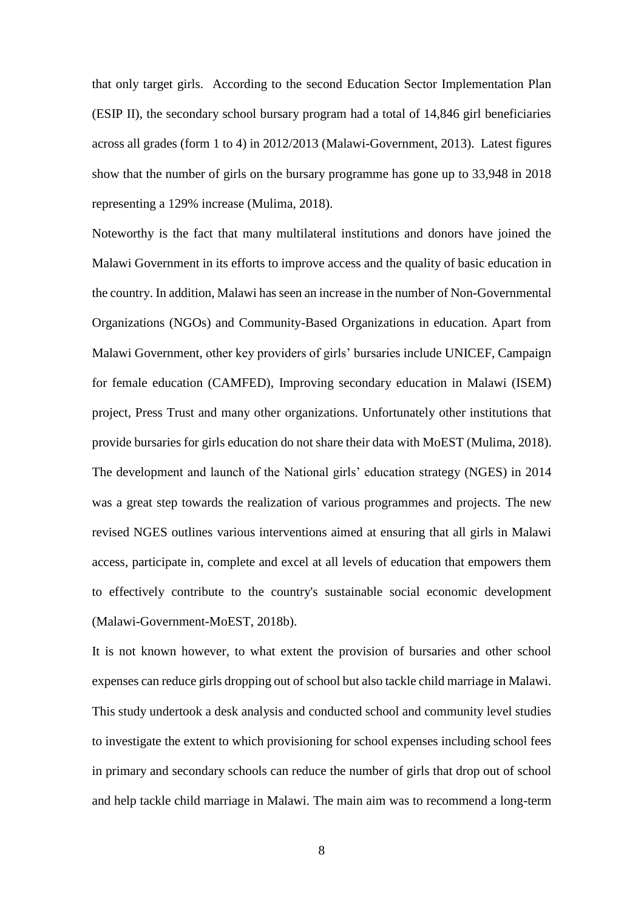that only target girls. According to the second Education Sector Implementation Plan (ESIP II), the secondary school bursary program had a total of 14,846 girl beneficiaries across all grades (form 1 to 4) in 2012/2013 (Malawi-Government, 2013). Latest figures show that the number of girls on the bursary programme has gone up to 33,948 in 2018 representing a 129% increase (Mulima, 2018).

Noteworthy is the fact that many multilateral institutions and donors have joined the Malawi Government in its efforts to improve access and the quality of basic education in the country. In addition, Malawi has seen an increase in the number of Non-Governmental Organizations (NGOs) and Community-Based Organizations in education. Apart from Malawi Government, other key providers of girls' bursaries include UNICEF, Campaign for female education (CAMFED), Improving secondary education in Malawi (ISEM) project, Press Trust and many other organizations. Unfortunately other institutions that provide bursaries for girls education do not share their data with MoEST (Mulima, 2018).

The development and launch of the National girls' education strategy (NGES) in 2014 was a great step towards the realization of various programmes and projects. The new revised NGES outlines various interventions aimed at ensuring that all girls in Malawi access, participate in, complete and excel at all levels of education that empowers them to effectively contribute to the country's sustainable social economic development (Malawi-Government-MoEST, 2018b).

It is not known however, to what extent the provision of bursaries and other school expenses can reduce girls dropping out of school but also tackle child marriage in Malawi. This study undertook a desk analysis and conducted school and community level studies to investigate the extent to which provisioning for school expenses including school fees in primary and secondary schools can reduce the number of girls that drop out of school and help tackle child marriage in Malawi. The main aim was to recommend a long-term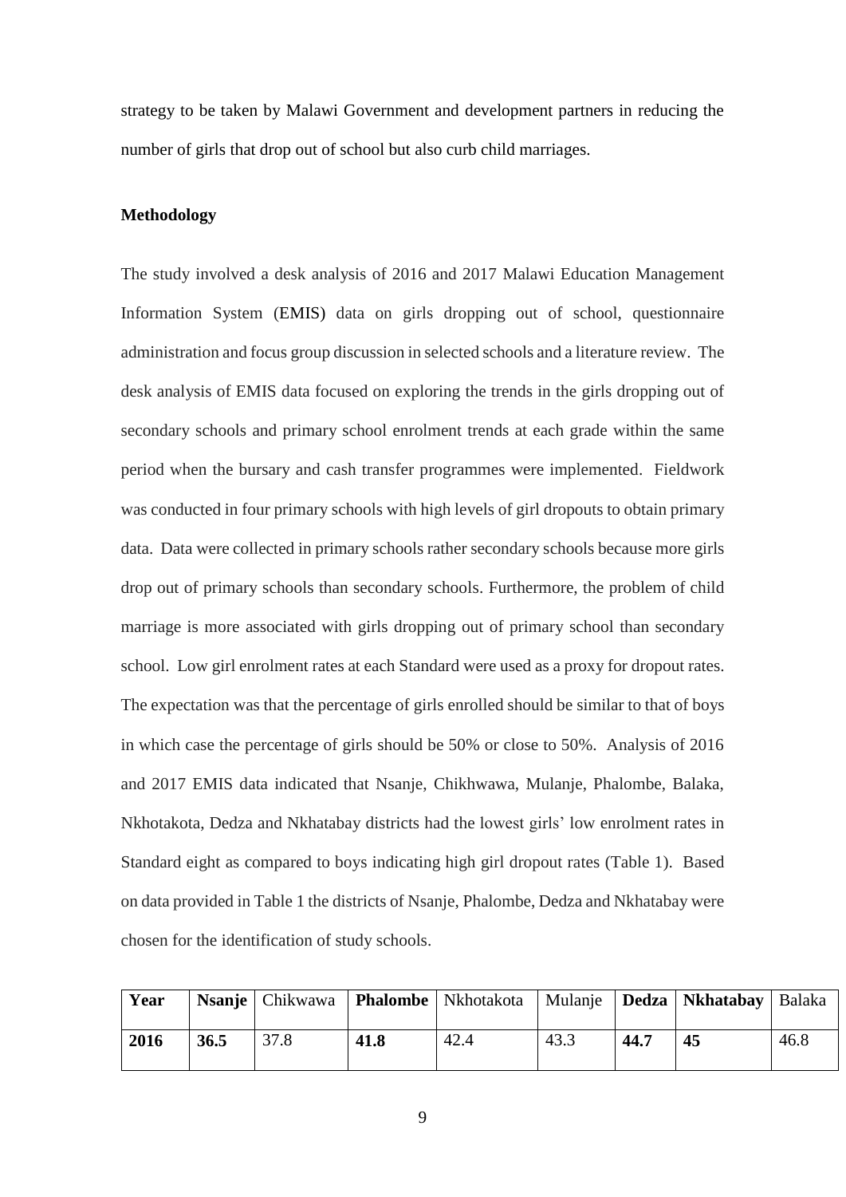strategy to be taken by Malawi Government and development partners in reducing the number of girls that drop out of school but also curb child marriages.

## Methodology

The study involved a desk analysis of 2016 and 2017 Malawi Education Management Information System (EMIS) data on girls dropping out of school, questionnaire administration and focus group discussion in selected schools and a literature review. The desk analysis of EMIS data focused on exploring the trends in the girls dropping out of secondary schools and primary school enrolment trends at each grade within the same period when the bursary and cash transfer programmes were implemented. Fieldwork was conducted in four primary schools with high levels of girl dropouts to obtain primary data. Data were collected in primary schools rather secondary schools because more girls drop out of primary schools than secondary schools. Furthermore, the problem of child marriage is more associated with girls dropping out of primary school than secondary school. Low girl enrolment rates at each Standard were used as a proxy for dropout rates. The expectation was that the percentage of girls enrolled should be similar to that of boys in which case the percentage of girls should be 50% or close to 50%. Analysis of 2016 and 2017 EMIS data indicated that Nsanje, Chikhwawa, Mulanje, Phalombe, Balaka, Nkhotakota, Dedza and Nkhatabay districts had the lowest girls' low enrolment rates in Standard eight as compared to boys indicating high girl dropout rates (Table 1). Based on data provided in Table 1 the districts of Nsanje, Phalombe, Dedza and Nkhatabay were chosen for the identification of study schools.

| **Year** | **Nsanje** | Chikwawa | **Phalombe** | Nkhotakota | Mulanje | **Dedza** | **Nkhatabay** | Balaka |
|---|---|---|---|---|---|---|---|---|
| **2016** | **36.5** | 37.8 | **41.8** | 42.4 | 43.3 | **44.7** | **45** | 46.8 |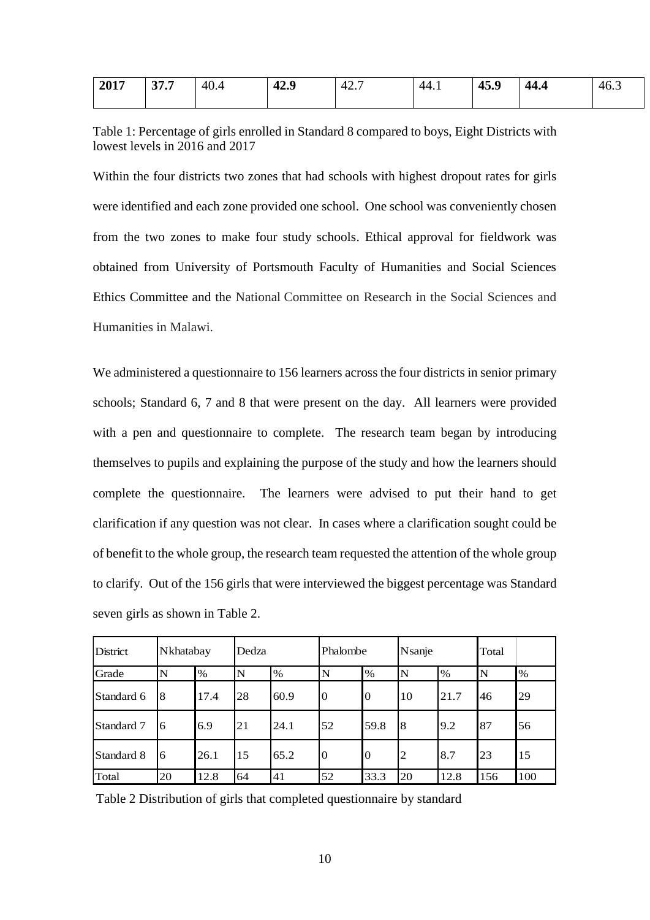| **2017** | **37.7** | 40.4 | **42.9** | 42.7 | 44.1 | **45.9** | **44.4** | 46.3 |
|---|---|---|---|---|---|---|---|---|

Table 1: Percentage of girls enrolled in Standard 8 compared to boys, Eight Districts with lowest levels in 2016 and 2017

Within the four districts two zones that had schools with highest dropout rates for girls were identified and each zone provided one school. One school was conveniently chosen from the two zones to make four study schools. Ethical approval for fieldwork was obtained from University of Portsmouth Faculty of Humanities and Social Sciences Ethics Committee and the National Committee on Research in the Social Sciences and Humanities in Malawi.

We administered a questionnaire to 156 learners across the four districts in senior primary schools; Standard 6, 7 and 8 that were present on the day. All learners were provided with a pen and questionnaire to complete. The research team began by introducing themselves to pupils and explaining the purpose of the study and how the learners should complete the questionnaire. The learners were advised to put their hand to get clarification if any question was not clear. In cases where a clarification sought could be of benefit to the whole group, the research team requested the attention of the whole group to clarify. Out of the 156 girls that were interviewed the biggest percentage was Standard seven girls as shown in Table 2.

| District | Nkhatabay | | Dedza | | Phalombe | | Nsanje | | Total | |
|---|---|---|---|---|---|---|---|---|---|---|
| Grade | N | % | N | % | N | % | N | % | N | % |
| Standard 6 | 8 | 17.4 | 28 | 60.9 | 0 | 0 | 10 | 21.7 | 46 | 29 |
| Standard 7 | 6 | 6.9 | 21 | 24.1 | 52 | 59.8 | 8 | 9.2 | 87 | 56 |
| Standard 8 | 6 | 26.1 | 15 | 65.2 | 0 | 0 | 2 | 8.7 | 23 | 15 |
| Total | 20 | 12.8 | 64 | 41 | 52 | 33.3 | 20 | 12.8 | 156 | 100 |

Table 2 Distribution of girls that completed questionnaire by standard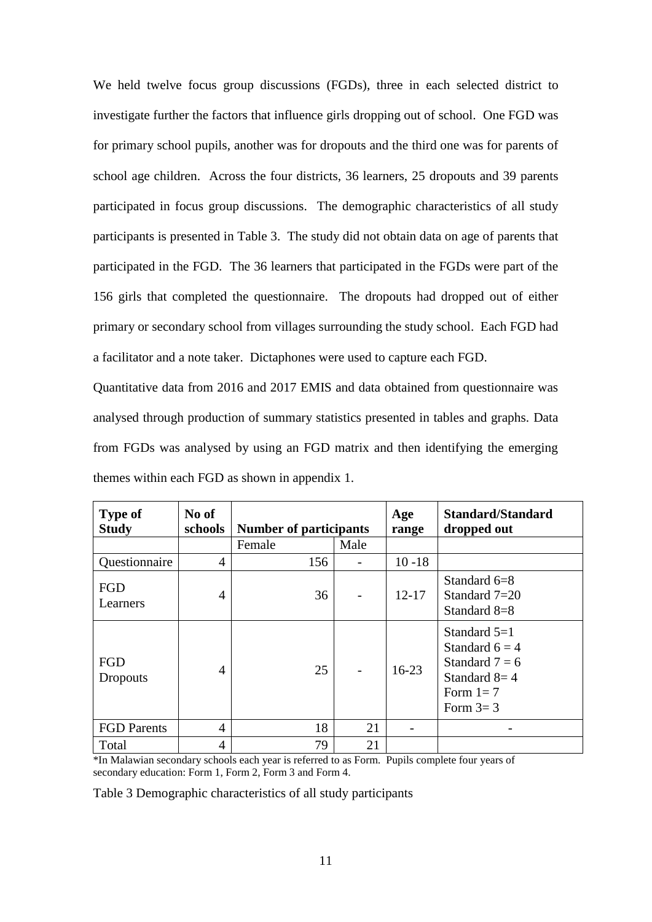We held twelve focus group discussions (FGDs), three in each selected district to investigate further the factors that influence girls dropping out of school. One FGD was for primary school pupils, another was for dropouts and the third one was for parents of school age children. Across the four districts, 36 learners, 25 dropouts and 39 parents participated in focus group discussions. The demographic characteristics of all study participants is presented in Table 3. The study did not obtain data on age of parents that participated in the FGD. The 36 learners that participated in the FGDs were part of the 156 girls that completed the questionnaire. The dropouts had dropped out of either primary or secondary school from villages surrounding the study school. Each FGD had a facilitator and a note taker. Dictaphones were used to capture each FGD.

Quantitative data from 2016 and 2017 EMIS and data obtained from questionnaire was analysed through production of summary statistics presented in tables and graphs. Data from FGDs was analysed by using an FGD matrix and then identifying the emerging themes within each FGD as shown in appendix 1.

| **Type of Study** | **No of schools** | **Number of participants** | | **Age range** | **Standard/Standard dropped out** |
|---|---|---|---|---|---|
| | | Female | Male | | |
| Questionnaire | 4 | 156 | - | 10 -18 | |
| FGD Learners | 4 | 36 | - | 12-17 | Standard 6=8<br>Standard 7=20<br>Standard 8=8 |
| FGD Dropouts | 4 | 25 | - | 16-23 | Standard 5=1<br>Standard 6 = 4<br>Standard 7 = 6<br>Standard 8= 4<br>Form 1= 7<br>Form 3= 3 |
| FGD Parents | 4 | 18 | 21 | - | - |
| Total | 4 | 79 | 21 | | |

*In Malawian secondary schools each year is referred to as Form. Pupils complete four years of secondary education: Form 1, Form 2, Form 3 and Form 4.

Table 3 Demographic characteristics of all study participants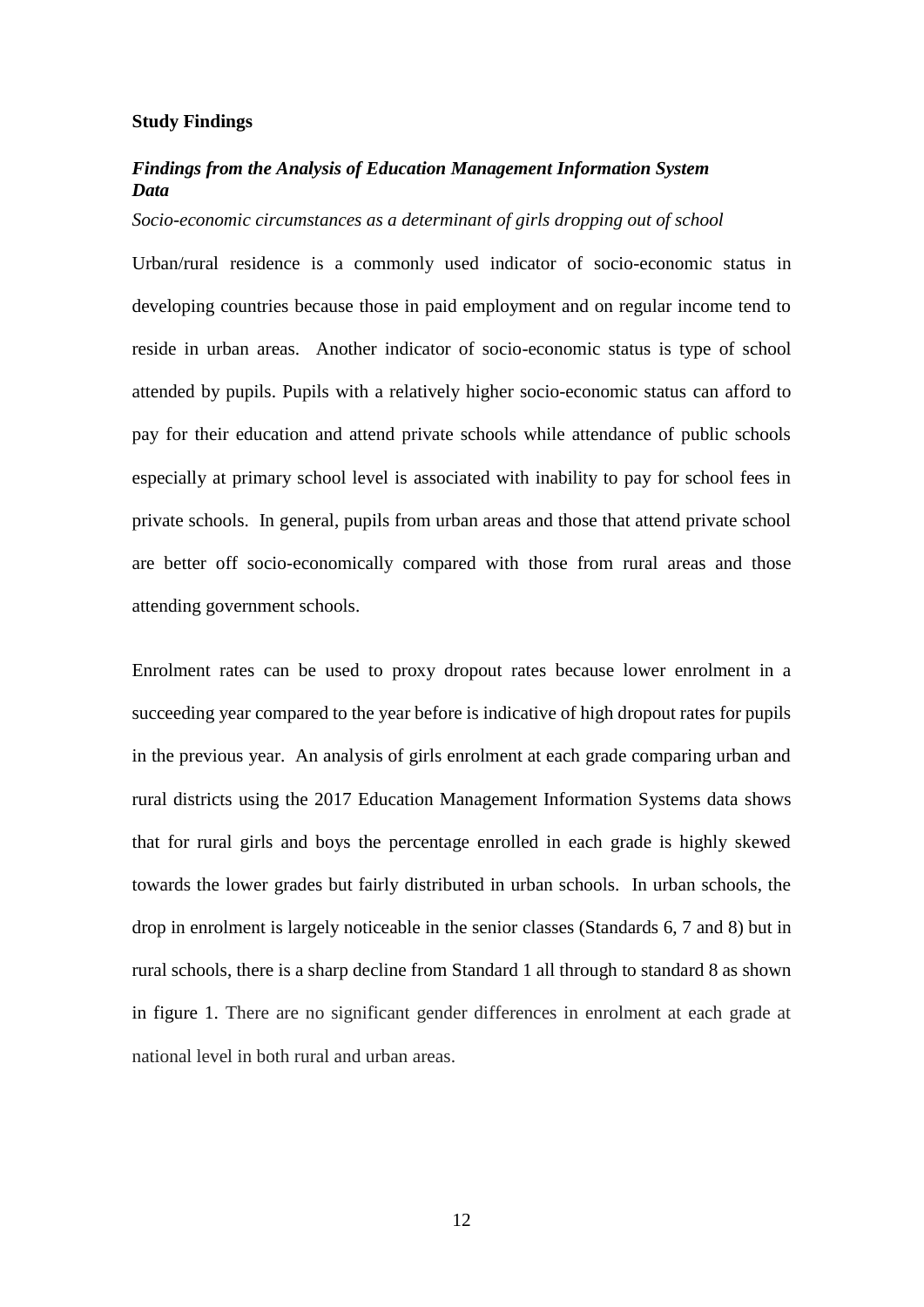## Study Findings

### *Findings from the Analysis of Education Management Information System Data*

*Socio-economic circumstances as a determinant of girls dropping out of school*

Urban/rural residence is a commonly used indicator of socio-economic status in developing countries because those in paid employment and on regular income tend to reside in urban areas. Another indicator of socio-economic status is type of school attended by pupils. Pupils with a relatively higher socio-economic status can afford to pay for their education and attend private schools while attendance of public schools especially at primary school level is associated with inability to pay for school fees in private schools. In general, pupils from urban areas and those that attend private school are better off socio-economically compared with those from rural areas and those attending government schools.

Enrolment rates can be used to proxy dropout rates because lower enrolment in a succeeding year compared to the year before is indicative of high dropout rates for pupils in the previous year. An analysis of girls enrolment at each grade comparing urban and rural districts using the 2017 Education Management Information Systems data shows that for rural girls and boys the percentage enrolled in each grade is highly skewed towards the lower grades but fairly distributed in urban schools. In urban schools, the drop in enrolment is largely noticeable in the senior classes (Standards 6, 7 and 8) but in rural schools, there is a sharp decline from Standard 1 all through to standard 8 as shown in figure 1. There are no significant gender differences in enrolment at each grade at national level in both rural and urban areas.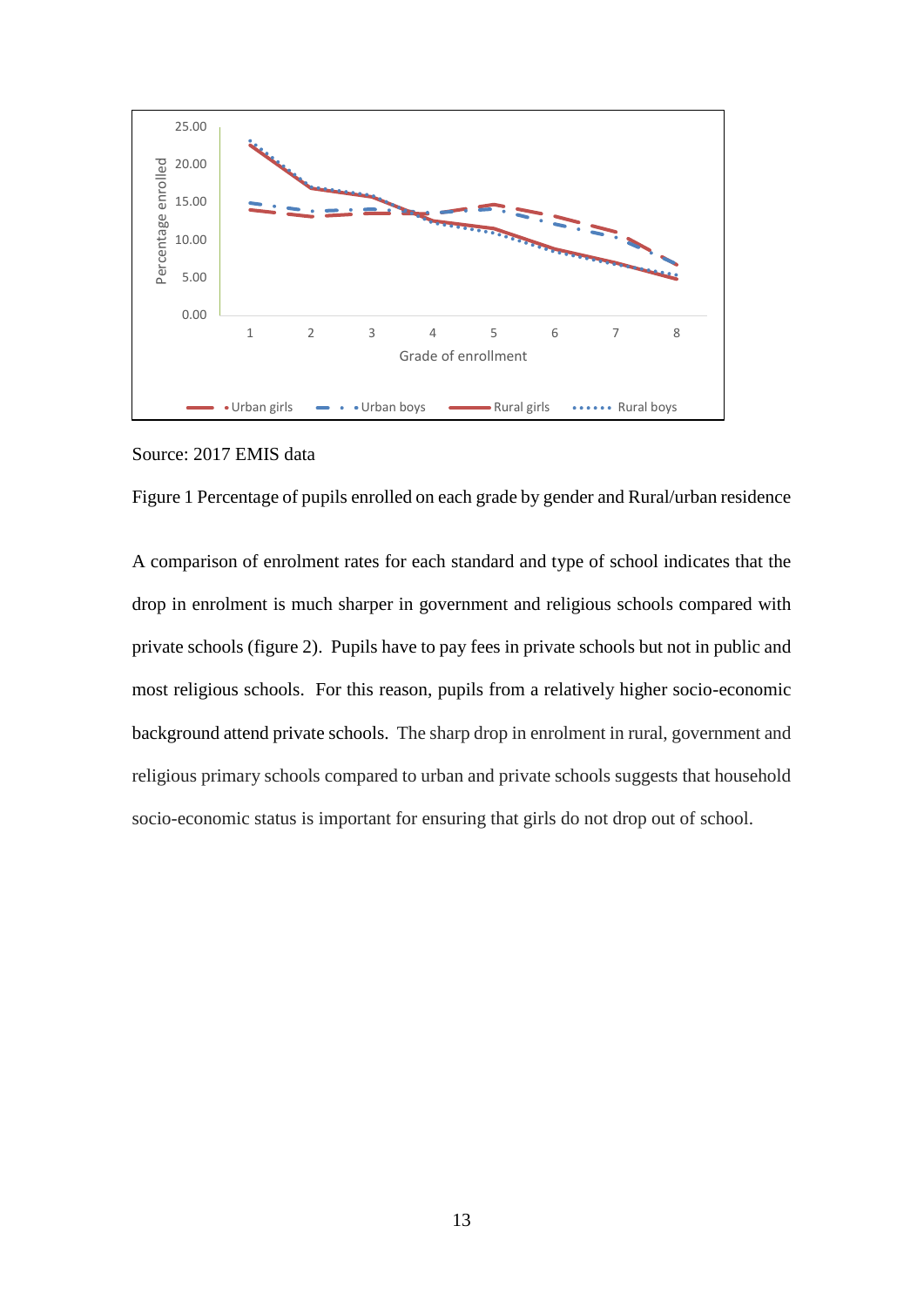Source: 2017 EMIS data

Figure 1 Percentage of pupils enrolled on each grade by gender and Rural/urban residence

A comparison of enrolment rates for each standard and type of school indicates that the drop in enrolment is much sharper in government and religious schools compared with private schools (figure 2). Pupils have to pay fees in private schools but not in public and most religious schools. For this reason, pupils from a relatively higher socio-economic background attend private schools. The sharp drop in enrolment in rural, government and religious primary schools compared to urban and private schools suggests that household socio-economic status is important for ensuring that girls do not drop out of school.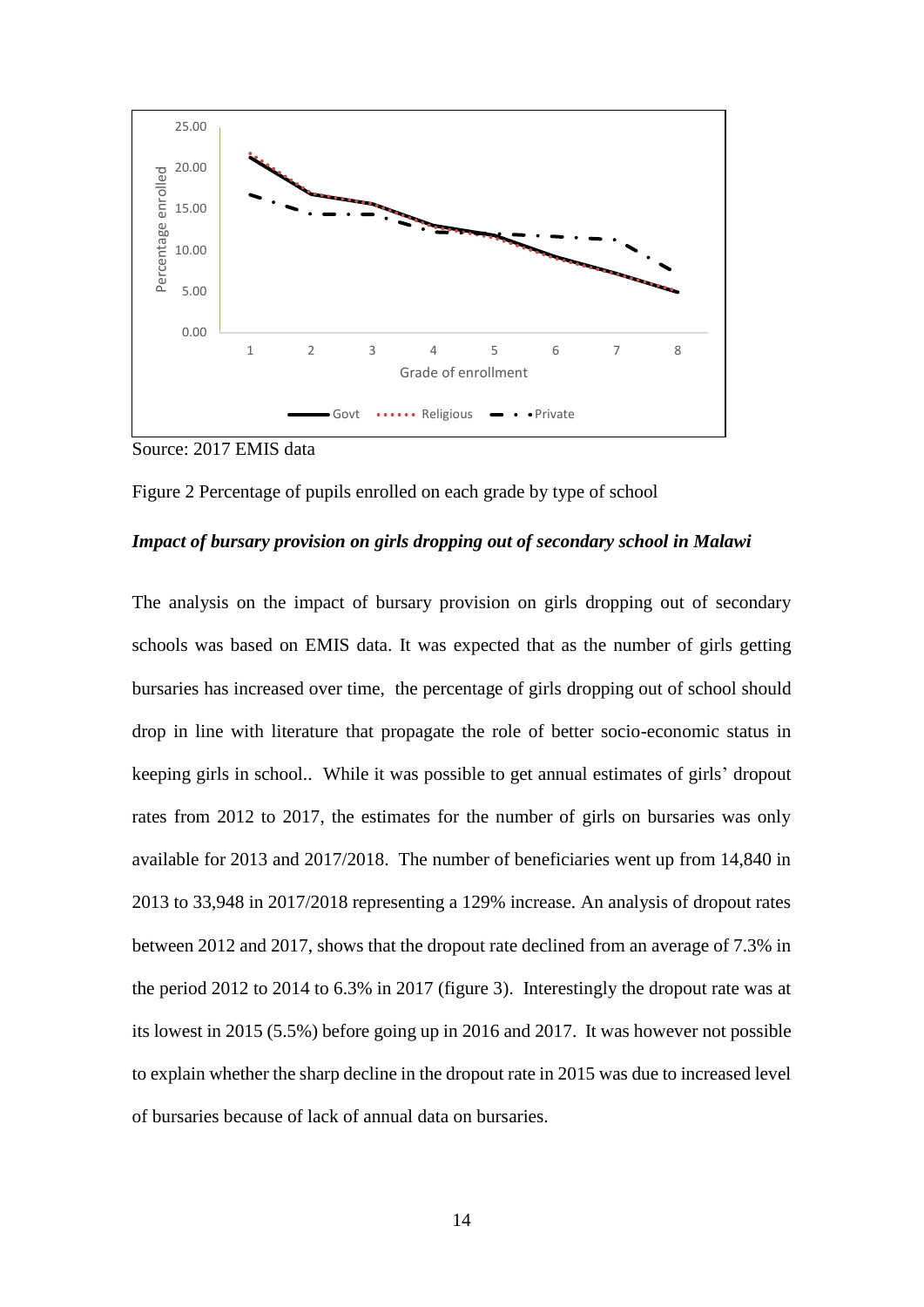Source: 2017 EMIS data

Figure 2 Percentage of pupils enrolled on each grade by type of school

### *Impact of bursary provision on girls dropping out of secondary school in Malawi*

The analysis on the impact of bursary provision on girls dropping out of secondary schools was based on EMIS data. It was expected that as the number of girls getting bursaries has increased over time, the percentage of girls dropping out of school should drop in line with literature that propagate the role of better socio-economic status in keeping girls in school.. While it was possible to get annual estimates of girls' dropout rates from 2012 to 2017, the estimates for the number of girls on bursaries was only available for 2013 and 2017/2018. The number of beneficiaries went up from 14,840 in 2013 to 33,948 in 2017/2018 representing a 129% increase. An analysis of dropout rates between 2012 and 2017, shows that the dropout rate declined from an average of 7.3% in the period 2012 to 2014 to 6.3% in 2017 (figure 3). Interestingly the dropout rate was at its lowest in 2015 (5.5%) before going up in 2016 and 2017. It was however not possible to explain whether the sharp decline in the dropout rate in 2015 was due to increased level of bursaries because of lack of annual data on bursaries.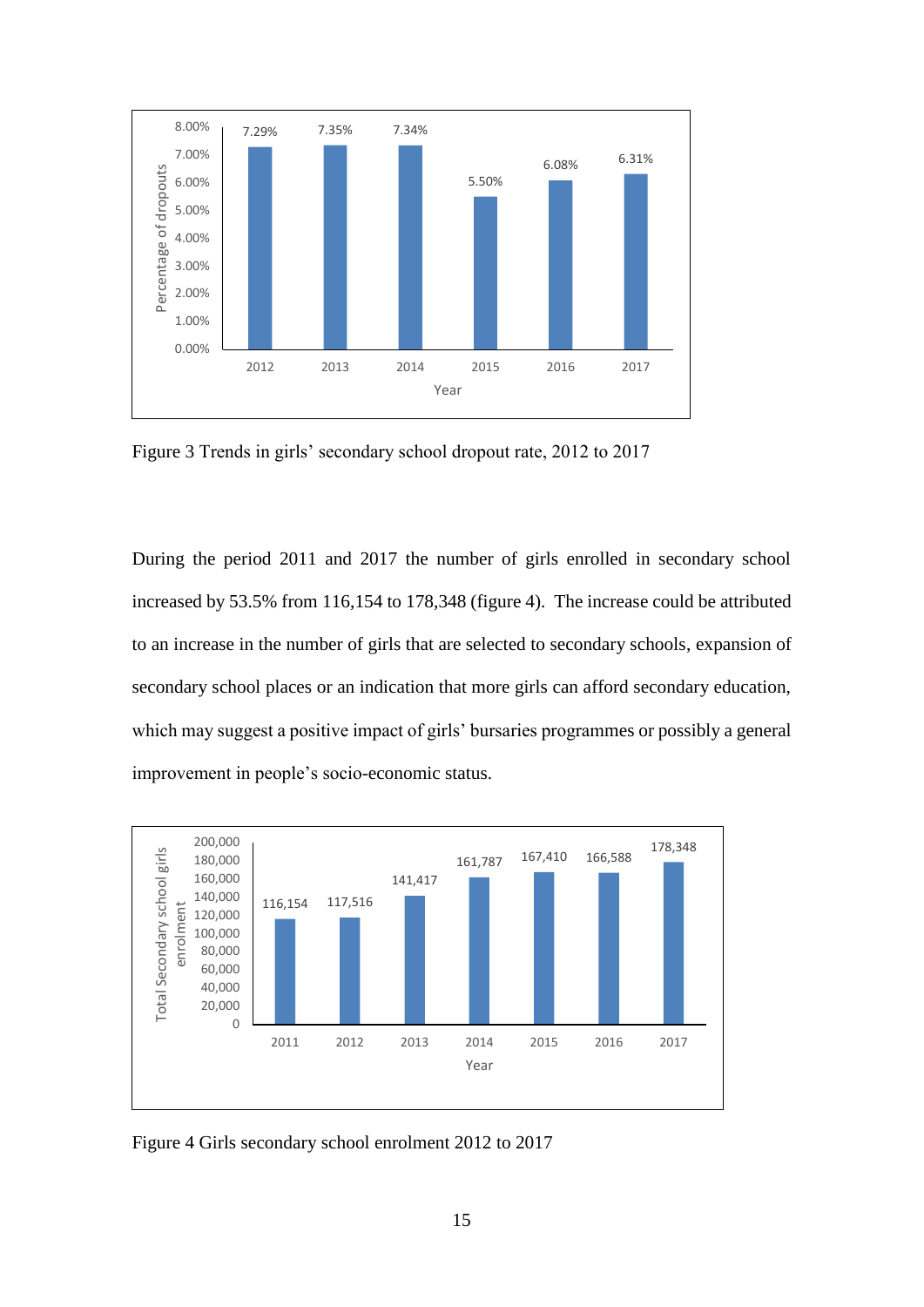Figure 3 Trends in girls' secondary school dropout rate, 2012 to 2017

During the period 2011 and 2017 the number of girls enrolled in secondary school increased by 53.5% from 116,154 to 178,348 (figure 4). The increase could be attributed to an increase in the number of girls that are selected to secondary schools, expansion of secondary school places or an indication that more girls can afford secondary education, which may suggest a positive impact of girls' bursaries programmes or possibly a general improvement in people's socio-economic status.

Figure 4 Girls secondary school enrolment 2012 to 2017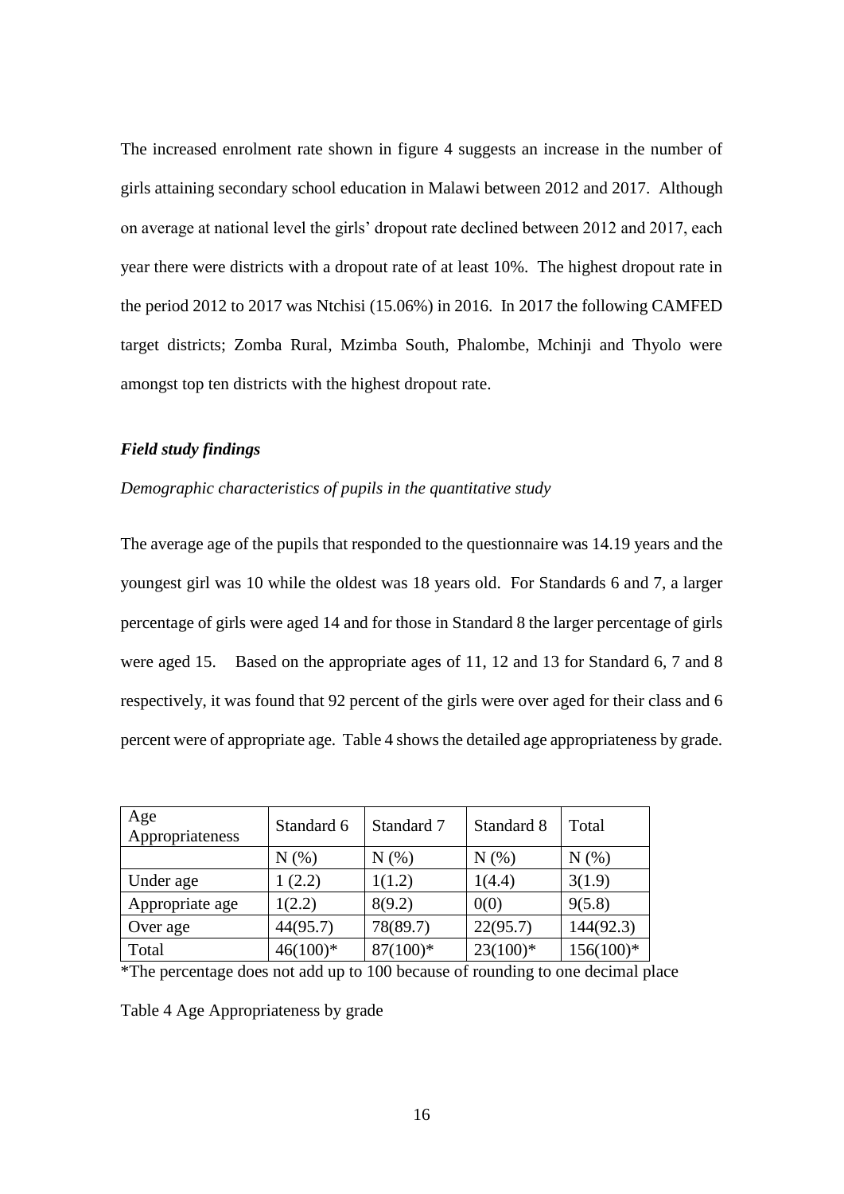The increased enrolment rate shown in figure 4 suggests an increase in the number of girls attaining secondary school education in Malawi between 2012 and 2017. Although on average at national level the girls' dropout rate declined between 2012 and 2017, each year there were districts with a dropout rate of at least 10%. The highest dropout rate in the period 2012 to 2017 was Ntchisi (15.06%) in 2016. In 2017 the following CAMFED target districts; Zomba Rural, Mzimba South, Phalombe, Mchinji and Thyolo were amongst top ten districts with the highest dropout rate.

### *Field study findings*

*Demographic characteristics of pupils in the quantitative study*

The average age of the pupils that responded to the questionnaire was 14.19 years and the youngest girl was 10 while the oldest was 18 years old. For Standards 6 and 7, a larger percentage of girls were aged 14 and for those in Standard 8 the larger percentage of girls were aged 15. Based on the appropriate ages of 11, 12 and 13 for Standard 6, 7 and 8 respectively, it was found that 92 percent of the girls were over aged for their class and 6 percent were of appropriate age. Table 4 shows the detailed age appropriateness by grade.

| Age Appropriateness | Standard 6 | Standard 7 | Standard 8 | Total |
|---|---|---|---|---|
| | N (%) | N (%) | N (%) | N (%) |
| Under age | 1 (2.2) | 1(1.2) | 1(4.4) | 3(1.9) |
| Appropriate age | 1(2.2) | 8(9.2) | 0(0) | 9(5.8) |
| Over age | 44(95.7) | 78(89.7) | 22(95.7) | 144(92.3) |
| Total | 46(100)* | 87(100)* | 23(100)* | 156(100)* |

*The percentage does not add up to 100 because of rounding to one decimal place

Table 4 Age Appropriateness by grade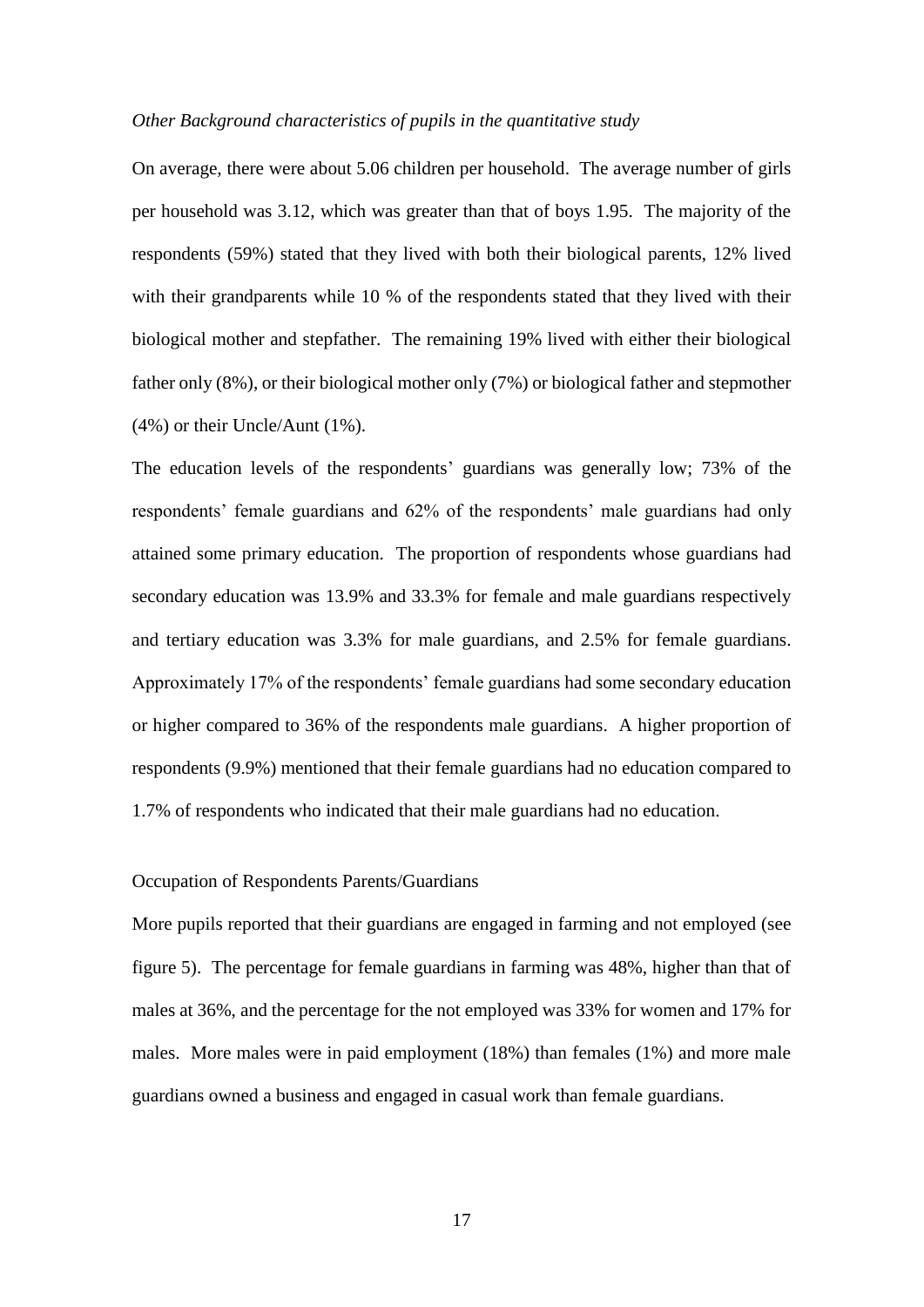*Other Background characteristics of pupils in the quantitative study*

On average, there were about 5.06 children per household. The average number of girls per household was 3.12, which was greater than that of boys 1.95. The majority of the respondents (59%) stated that they lived with both their biological parents, 12% lived with their grandparents while 10 % of the respondents stated that they lived with their biological mother and stepfather. The remaining 19% lived with either their biological father only (8%), or their biological mother only (7%) or biological father and stepmother (4%) or their Uncle/Aunt (1%).

The education levels of the respondents' guardians was generally low; 73% of the respondents' female guardians and 62% of the respondents' male guardians had only attained some primary education. The proportion of respondents whose guardians had secondary education was 13.9% and 33.3% for female and male guardians respectively and tertiary education was 3.3% for male guardians, and 2.5% for female guardians. Approximately 17% of the respondents' female guardians had some secondary education or higher compared to 36% of the respondents male guardians. A higher proportion of respondents (9.9%) mentioned that their female guardians had no education compared to 1.7% of respondents who indicated that their male guardians had no education.

Occupation of Respondents Parents/Guardians

More pupils reported that their guardians are engaged in farming and not employed (see figure 5). The percentage for female guardians in farming was 48%, higher than that of males at 36%, and the percentage for the not employed was 33% for women and 17% for males. More males were in paid employment (18%) than females (1%) and more male guardians owned a business and engaged in casual work than female guardians.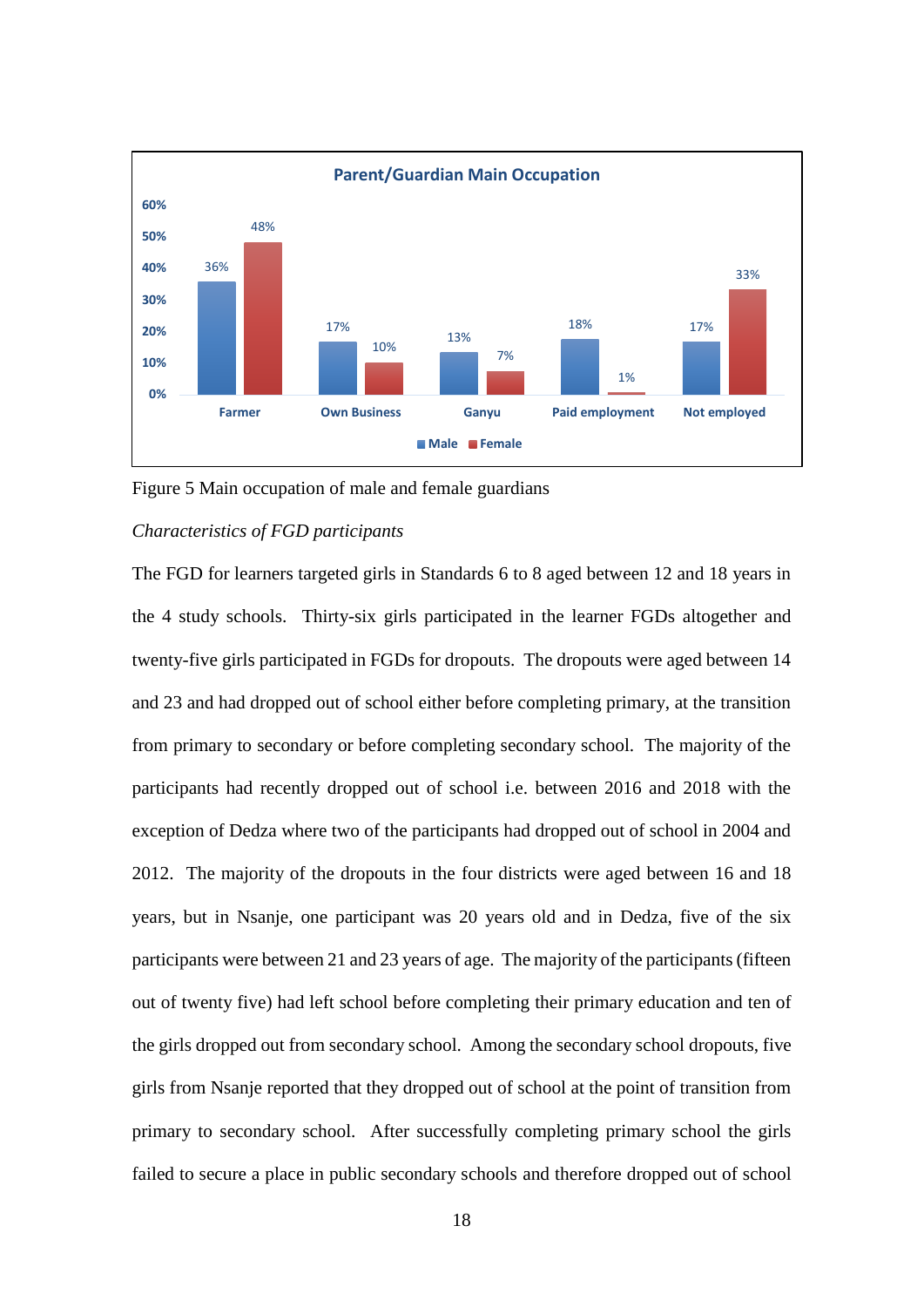| Parent/Guardian Main Occupation | Male | Female |
| --- | --- | --- |
| Farmer | 36% | 48% |
| Own Business | 17% | 10% |
| Ganyu | 13% | 7% |
| Paid employment | 18% | 1% |
| Not employed | 17% | 33% |

Figure 5 Main occupation of male and female guardians

*Characteristics of FGD participants*

The FGD for learners targeted girls in Standards 6 to 8 aged between 12 and 18 years in the 4 study schools. Thirty-six girls participated in the learner FGDs altogether and twenty-five girls participated in FGDs for dropouts. The dropouts were aged between 14 and 23 and had dropped out of school either before completing primary, at the transition from primary to secondary or before completing secondary school. The majority of the participants had recently dropped out of school i.e. between 2016 and 2018 with the exception of Dedza where two of the participants had dropped out of school in 2004 and 2012. The majority of the dropouts in the four districts were aged between 16 and 18 years, but in Nsanje, one participant was 20 years old and in Dedza, five of the six participants were between 21 and 23 years of age. The majority of the participants (fifteen out of twenty five) had left school before completing their primary education and ten of the girls dropped out from secondary school. Among the secondary school dropouts, five girls from Nsanje reported that they dropped out of school at the point of transition from primary to secondary school. After successfully completing primary school the girls failed to secure a place in public secondary schools and therefore dropped out of school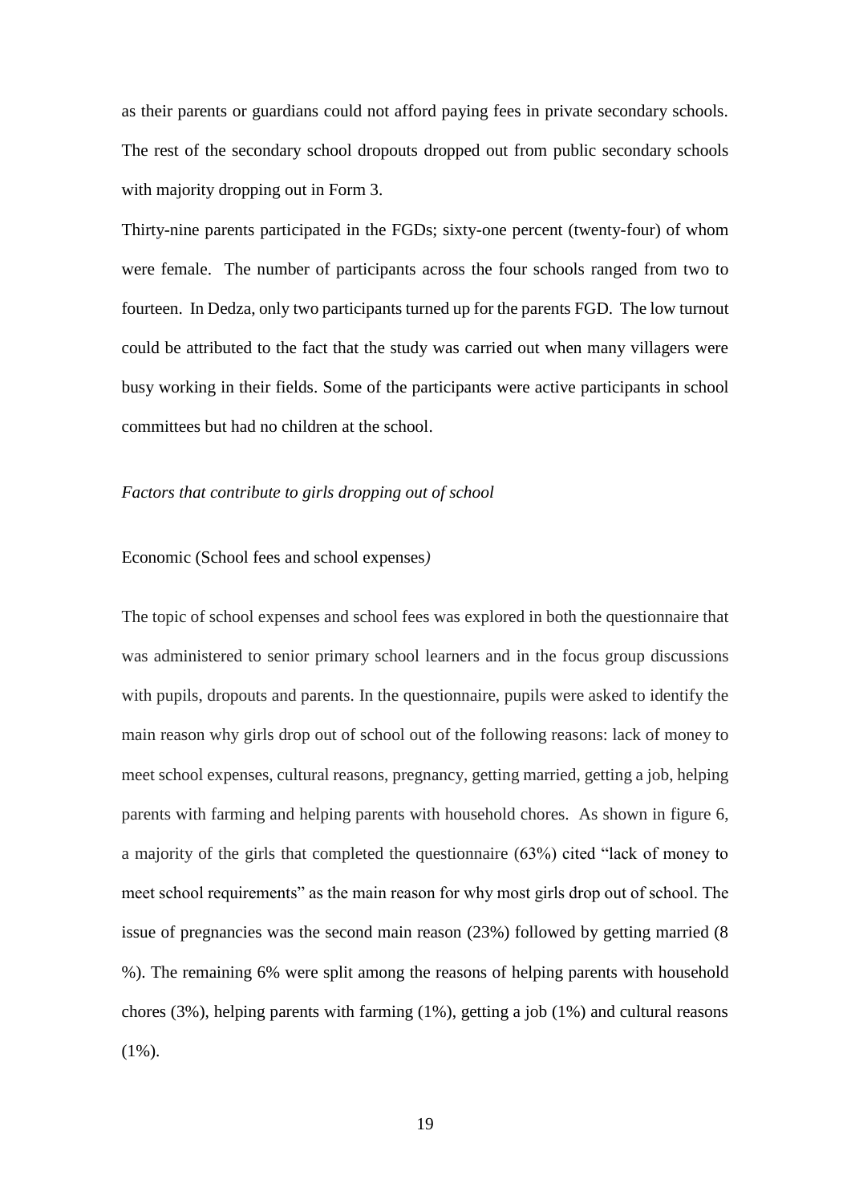as their parents or guardians could not afford paying fees in private secondary schools. The rest of the secondary school dropouts dropped out from public secondary schools with majority dropping out in Form 3.

Thirty-nine parents participated in the FGDs; sixty-one percent (twenty-four) of whom were female. The number of participants across the four schools ranged from two to fourteen. In Dedza, only two participants turned up for the parents FGD. The low turnout could be attributed to the fact that the study was carried out when many villagers were busy working in their fields. Some of the participants were active participants in school committees but had no children at the school.

*Factors that contribute to girls dropping out of school*

Economic (School fees and school expenses*)*

The topic of school expenses and school fees was explored in both the questionnaire that was administered to senior primary school learners and in the focus group discussions with pupils, dropouts and parents. In the questionnaire, pupils were asked to identify the main reason why girls drop out of school out of the following reasons: lack of money to meet school expenses, cultural reasons, pregnancy, getting married, getting a job, helping parents with farming and helping parents with household chores. As shown in figure 6, a majority of the girls that completed the questionnaire (63%) cited "lack of money to meet school requirements" as the main reason for why most girls drop out of school. The issue of pregnancies was the second main reason (23%) followed by getting married (8 %). The remaining 6% were split among the reasons of helping parents with household chores (3%), helping parents with farming (1%), getting a job (1%) and cultural reasons (1%).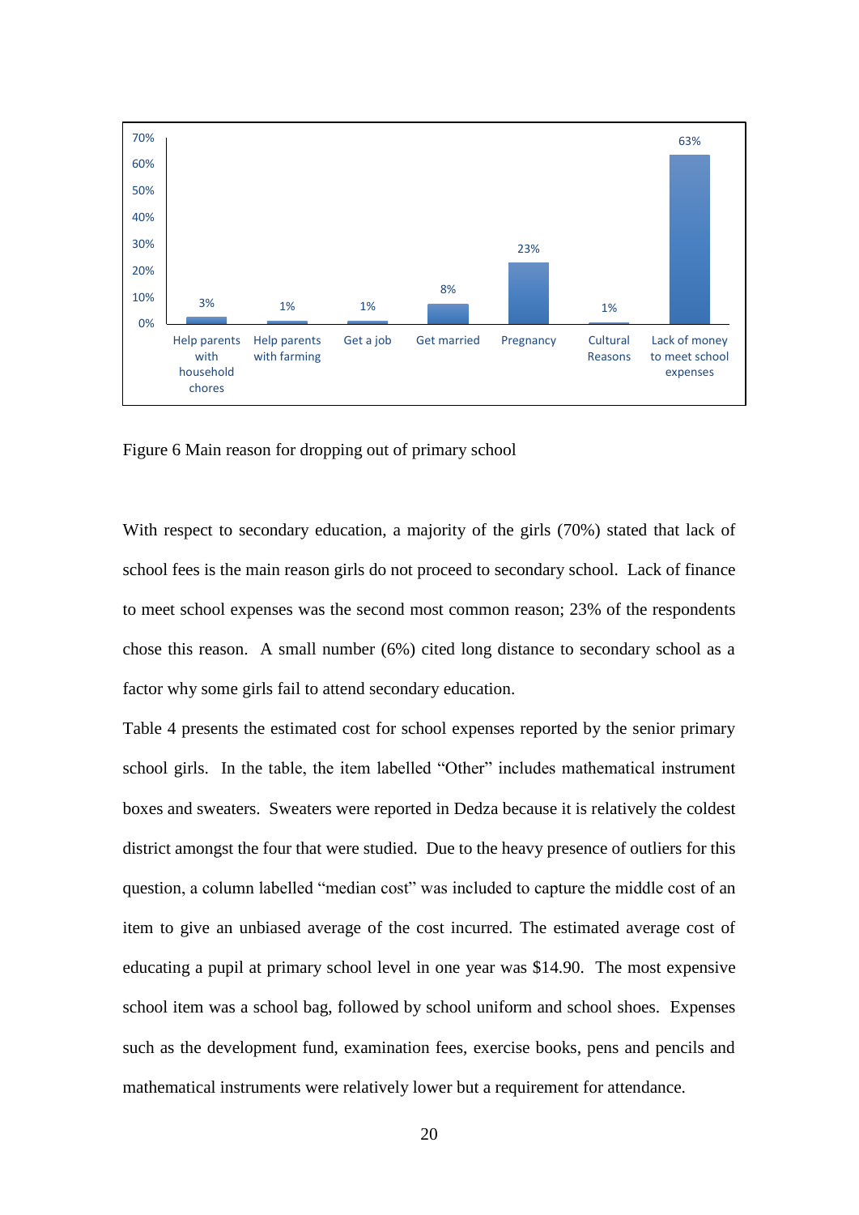| Reason | Percentage |
|---|---|
| Help parents with household chores | 3% |
| Help parents with farming | 1% |
| Get a job | 1% |
| Get married | 8% |
| Pregnancy | 23% |
| Cultural Reasons | 1% |
| Lack of money to meet school expenses | 63% |

Figure 6 Main reason for dropping out of primary school

With respect to secondary education, a majority of the girls (70%) stated that lack of school fees is the main reason girls do not proceed to secondary school. Lack of finance to meet school expenses was the second most common reason; 23% of the respondents chose this reason. A small number (6%) cited long distance to secondary school as a factor why some girls fail to attend secondary education.

Table 4 presents the estimated cost for school expenses reported by the senior primary school girls. In the table, the item labelled "Other" includes mathematical instrument boxes and sweaters. Sweaters were reported in Dedza because it is relatively the coldest district amongst the four that were studied. Due to the heavy presence of outliers for this question, a column labelled "median cost" was included to capture the middle cost of an item to give an unbiased average of the cost incurred. The estimated average cost of educating a pupil at primary school level in one year was $14.90. The most expensive school item was a school bag, followed by school uniform and school shoes. Expenses such as the development fund, examination fees, exercise books, pens and pencils and mathematical instruments were relatively lower but a requirement for attendance.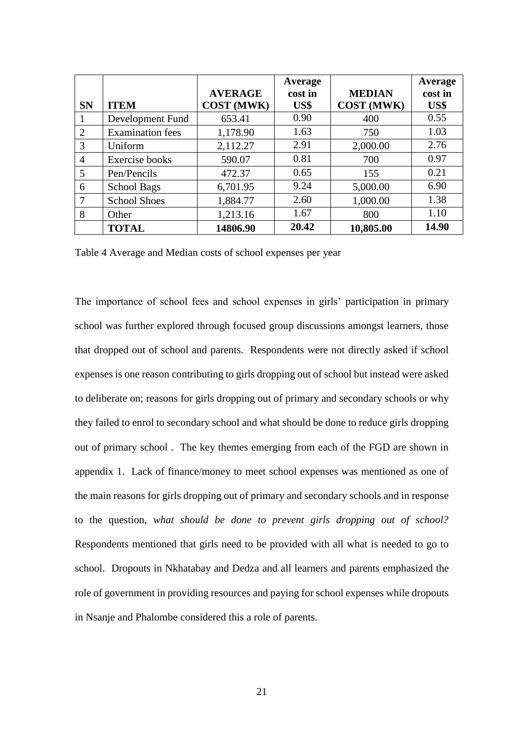| SN | ITEM | AVERAGE COST (MWK) | Average cost in US$ | MEDIAN COST (MWK) | Average cost in US$ |
|---|---|---|---|---|---|
| 1 | Development Fund | 653.41 | 0.90 | 400 | 0.55 |
| 2 | Examination fees | 1,178.90 | 1.63 | 750 | 1.03 |
| 3 | Uniform | 2,112.27 | 2.91 | 2,000.00 | 2.76 |
| 4 | Exercise books | 590.07 | 0.81 | 700 | 0.97 |
| 5 | Pen/Pencils | 472.37 | 0.65 | 155 | 0.21 |
| 6 | School Bags | 6,701.95 | 9.24 | 5,000.00 | 6.90 |
| 7 | School Shoes | 1,884.77 | 2.60 | 1,000.00 | 1.38 |
| 8 | Other | 1,213.16 | 1.67 | 800 | 1.10 |
| | **TOTAL** | **14806.90** | **20.42** | **10,805.00** | **14.90** |

Table 4 Average and Median costs of school expenses per year

The importance of school fees and school expenses in girls' participation in primary school was further explored through focused group discussions amongst learners, those that dropped out of school and parents. Respondents were not directly asked if school expenses is one reason contributing to girls dropping out of school but instead were asked to deliberate on; reasons for girls dropping out of primary and secondary schools or why they failed to enrol to secondary school and what should be done to reduce girls dropping out of primary school . The key themes emerging from each of the FGD are shown in appendix 1. Lack of finance/money to meet school expenses was mentioned as one of the main reasons for girls dropping out of primary and secondary schools and in response to the question, *what should be done to prevent girls dropping out of school?* Respondents mentioned that girls need to be provided with all what is needed to go to school. Dropouts in Nkhatabay and Dedza and all learners and parents emphasized the role of government in providing resources and paying for school expenses while dropouts in Nsanje and Phalombe considered this a role of parents.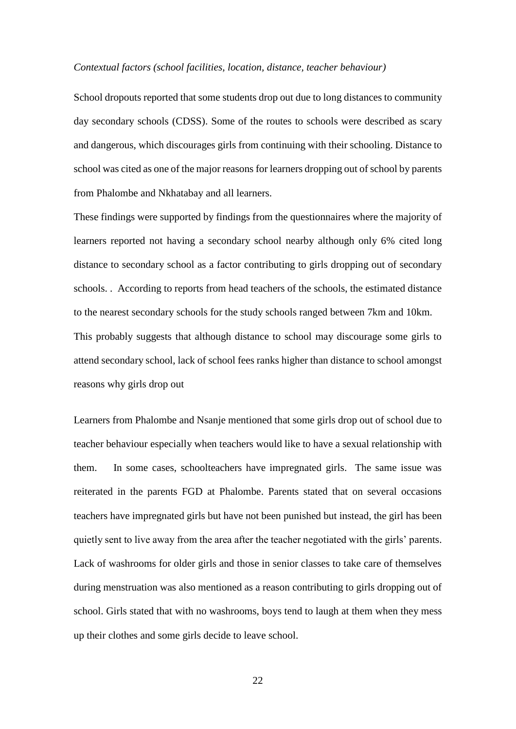*Contextual factors (school facilities, location, distance, teacher behaviour)*

School dropouts reported that some students drop out due to long distances to community day secondary schools (CDSS). Some of the routes to schools were described as scary and dangerous, which discourages girls from continuing with their schooling. Distance to school was cited as one of the major reasons for learners dropping out of school by parents from Phalombe and Nkhatabay and all learners.

These findings were supported by findings from the questionnaires where the majority of learners reported not having a secondary school nearby although only 6% cited long distance to secondary school as a factor contributing to girls dropping out of secondary schools. . According to reports from head teachers of the schools, the estimated distance to the nearest secondary schools for the study schools ranged between 7km and 10km.

This probably suggests that although distance to school may discourage some girls to attend secondary school, lack of school fees ranks higher than distance to school amongst reasons why girls drop out

Learners from Phalombe and Nsanje mentioned that some girls drop out of school due to teacher behaviour especially when teachers would like to have a sexual relationship with them. In some cases, schoolteachers have impregnated girls. The same issue was reiterated in the parents FGD at Phalombe. Parents stated that on several occasions teachers have impregnated girls but have not been punished but instead, the girl has been quietly sent to live away from the area after the teacher negotiated with the girls' parents. Lack of washrooms for older girls and those in senior classes to take care of themselves during menstruation was also mentioned as a reason contributing to girls dropping out of school. Girls stated that with no washrooms, boys tend to laugh at them when they mess up their clothes and some girls decide to leave school.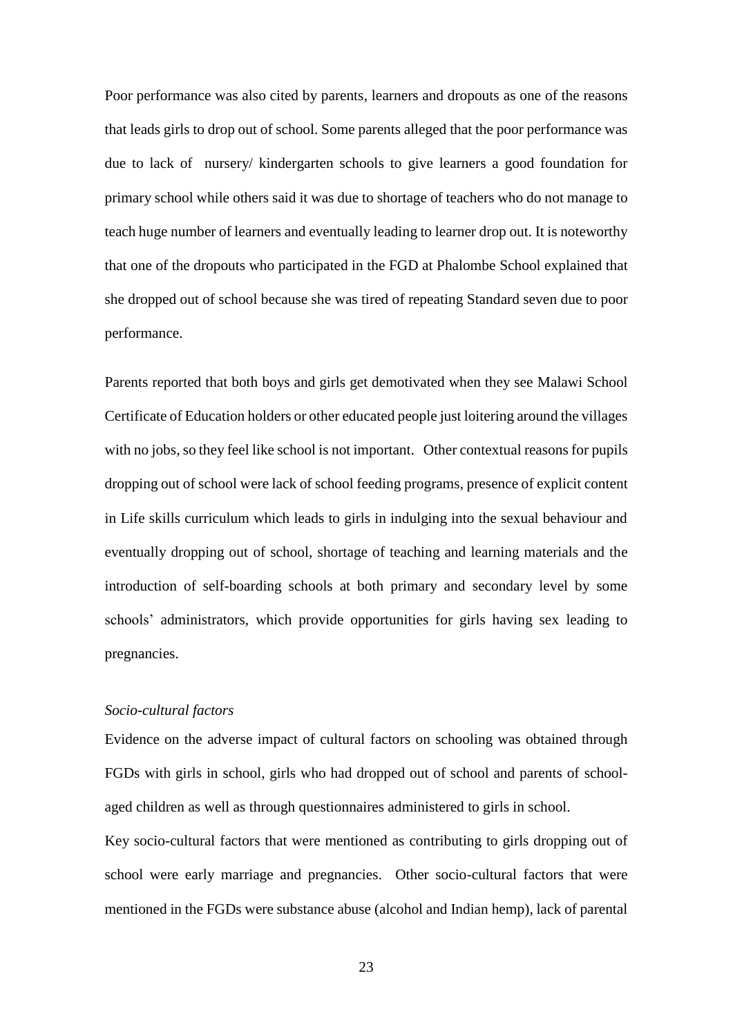Poor performance was also cited by parents, learners and dropouts as one of the reasons that leads girls to drop out of school. Some parents alleged that the poor performance was due to lack of nursery/ kindergarten schools to give learners a good foundation for primary school while others said it was due to shortage of teachers who do not manage to teach huge number of learners and eventually leading to learner drop out. It is noteworthy that one of the dropouts who participated in the FGD at Phalombe School explained that she dropped out of school because she was tired of repeating Standard seven due to poor performance.

Parents reported that both boys and girls get demotivated when they see Malawi School Certificate of Education holders or other educated people just loitering around the villages with no jobs, so they feel like school is not important. Other contextual reasons for pupils dropping out of school were lack of school feeding programs, presence of explicit content in Life skills curriculum which leads to girls in indulging into the sexual behaviour and eventually dropping out of school, shortage of teaching and learning materials and the introduction of self-boarding schools at both primary and secondary level by some schools' administrators, which provide opportunities for girls having sex leading to pregnancies.

*Socio-cultural factors*

Evidence on the adverse impact of cultural factors on schooling was obtained through FGDs with girls in school, girls who had dropped out of school and parents of school-aged children as well as through questionnaires administered to girls in school.

Key socio-cultural factors that were mentioned as contributing to girls dropping out of school were early marriage and pregnancies. Other socio-cultural factors that were mentioned in the FGDs were substance abuse (alcohol and Indian hemp), lack of parental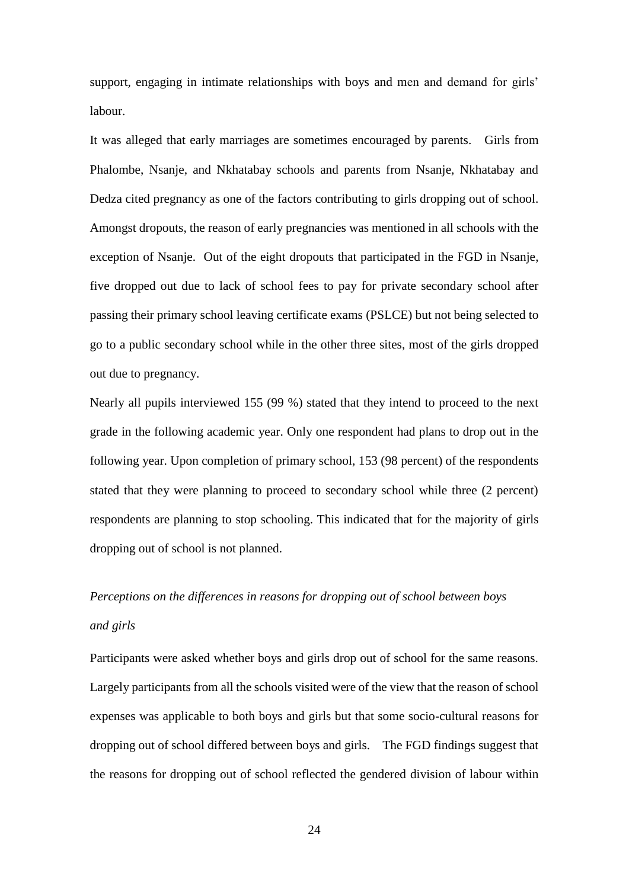support, engaging in intimate relationships with boys and men and demand for girls' labour.

It was alleged that early marriages are sometimes encouraged by parents. Girls from Phalombe, Nsanje, and Nkhatabay schools and parents from Nsanje, Nkhatabay and Dedza cited pregnancy as one of the factors contributing to girls dropping out of school. Amongst dropouts, the reason of early pregnancies was mentioned in all schools with the exception of Nsanje. Out of the eight dropouts that participated in the FGD in Nsanje, five dropped out due to lack of school fees to pay for private secondary school after passing their primary school leaving certificate exams (PSLCE) but not being selected to go to a public secondary school while in the other three sites, most of the girls dropped out due to pregnancy.

Nearly all pupils interviewed 155 (99 %) stated that they intend to proceed to the next grade in the following academic year. Only one respondent had plans to drop out in the following year. Upon completion of primary school, 153 (98 percent) of the respondents stated that they were planning to proceed to secondary school while three (2 percent) respondents are planning to stop schooling. This indicated that for the majority of girls dropping out of school is not planned.

*Perceptions on the differences in reasons for dropping out of school between boys and girls*

Participants were asked whether boys and girls drop out of school for the same reasons. Largely participants from all the schools visited were of the view that the reason of school expenses was applicable to both boys and girls but that some socio-cultural reasons for dropping out of school differed between boys and girls. The FGD findings suggest that the reasons for dropping out of school reflected the gendered division of labour within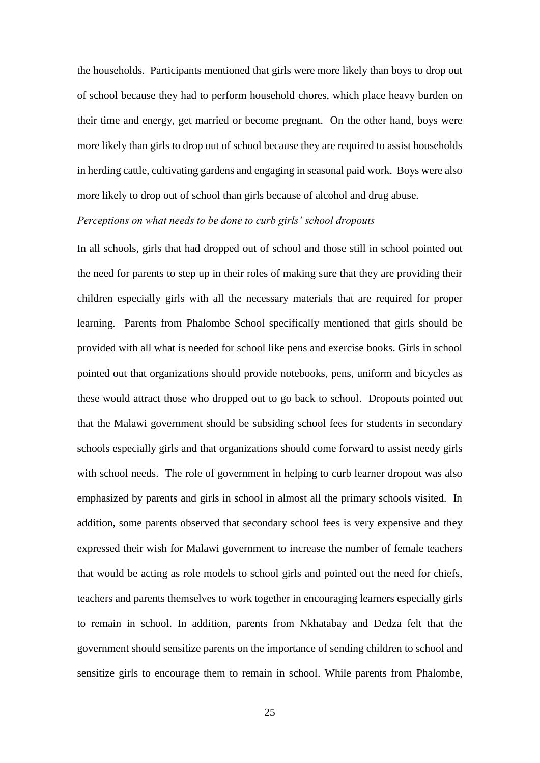the households. Participants mentioned that girls were more likely than boys to drop out of school because they had to perform household chores, which place heavy burden on their time and energy, get married or become pregnant. On the other hand, boys were more likely than girls to drop out of school because they are required to assist households in herding cattle, cultivating gardens and engaging in seasonal paid work. Boys were also more likely to drop out of school than girls because of alcohol and drug abuse.

*Perceptions on what needs to be done to curb girls' school dropouts*

In all schools, girls that had dropped out of school and those still in school pointed out the need for parents to step up in their roles of making sure that they are providing their children especially girls with all the necessary materials that are required for proper learning. Parents from Phalombe School specifically mentioned that girls should be provided with all what is needed for school like pens and exercise books. Girls in school pointed out that organizations should provide notebooks, pens, uniform and bicycles as these would attract those who dropped out to go back to school. Dropouts pointed out that the Malawi government should be subsiding school fees for students in secondary schools especially girls and that organizations should come forward to assist needy girls with school needs. The role of government in helping to curb learner dropout was also emphasized by parents and girls in school in almost all the primary schools visited. In addition, some parents observed that secondary school fees is very expensive and they expressed their wish for Malawi government to increase the number of female teachers that would be acting as role models to school girls and pointed out the need for chiefs, teachers and parents themselves to work together in encouraging learners especially girls to remain in school. In addition, parents from Nkhatabay and Dedza felt that the government should sensitize parents on the importance of sending children to school and sensitize girls to encourage them to remain in school. While parents from Phalombe,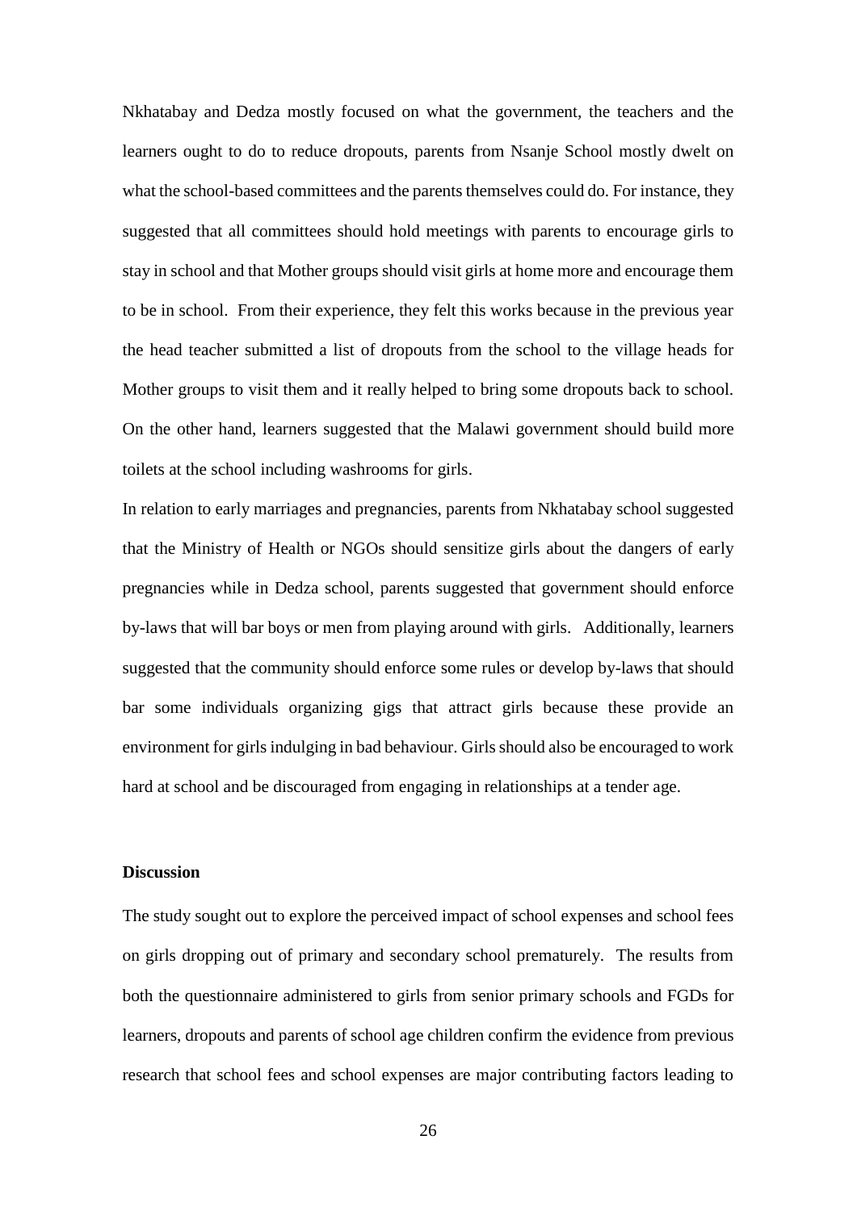Nkhatabay and Dedza mostly focused on what the government, the teachers and the learners ought to do to reduce dropouts, parents from Nsanje School mostly dwelt on what the school-based committees and the parents themselves could do. For instance, they suggested that all committees should hold meetings with parents to encourage girls to stay in school and that Mother groups should visit girls at home more and encourage them to be in school. From their experience, they felt this works because in the previous year the head teacher submitted a list of dropouts from the school to the village heads for Mother groups to visit them and it really helped to bring some dropouts back to school. On the other hand, learners suggested that the Malawi government should build more toilets at the school including washrooms for girls.

In relation to early marriages and pregnancies, parents from Nkhatabay school suggested that the Ministry of Health or NGOs should sensitize girls about the dangers of early pregnancies while in Dedza school, parents suggested that government should enforce by-laws that will bar boys or men from playing around with girls. Additionally, learners suggested that the community should enforce some rules or develop by-laws that should bar some individuals organizing gigs that attract girls because these provide an environment for girls indulging in bad behaviour. Girls should also be encouraged to work hard at school and be discouraged from engaging in relationships at a tender age.

## Discussion

The study sought out to explore the perceived impact of school expenses and school fees on girls dropping out of primary and secondary school prematurely. The results from both the questionnaire administered to girls from senior primary schools and FGDs for learners, dropouts and parents of school age children confirm the evidence from previous research that school fees and school expenses are major contributing factors leading to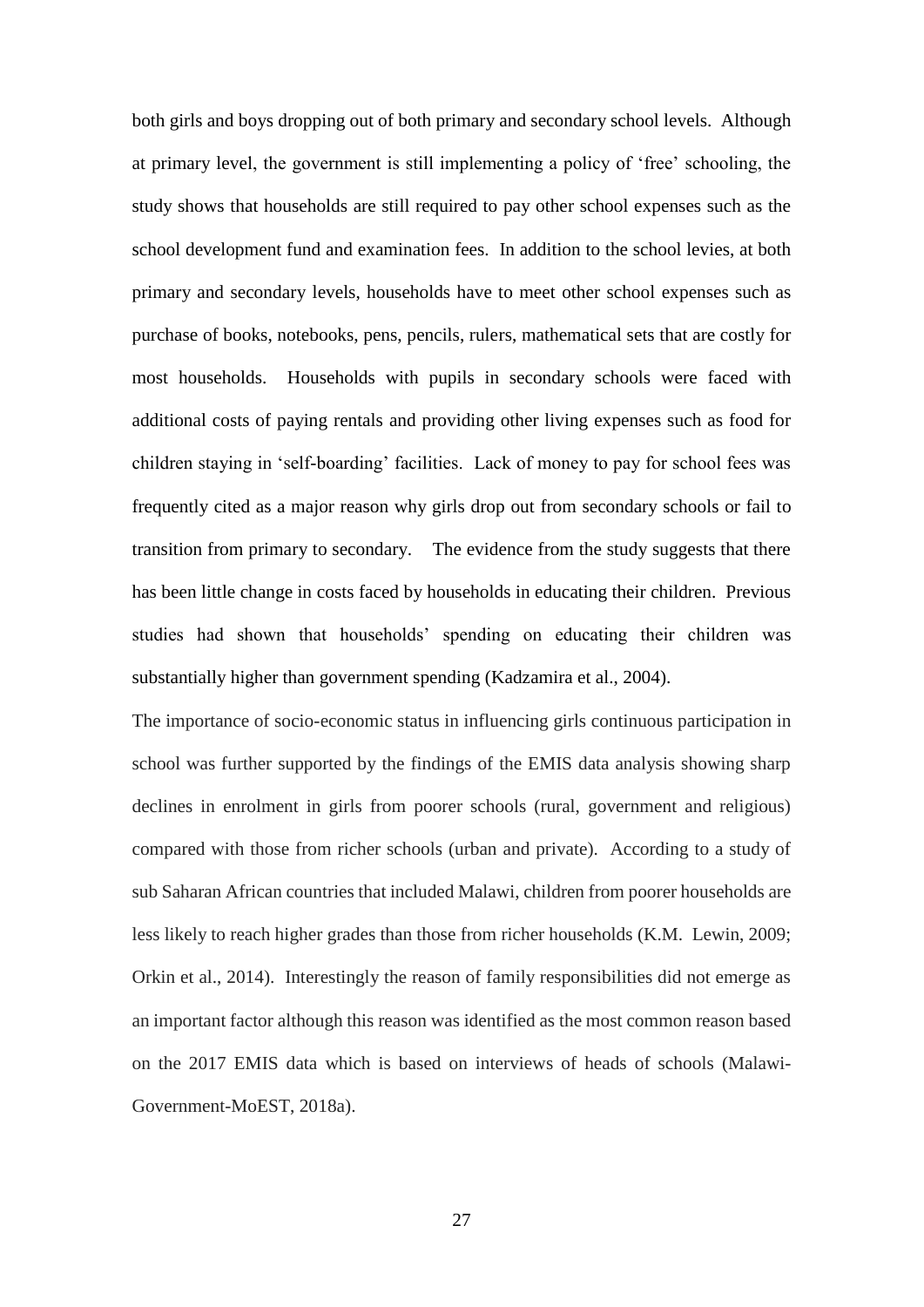both girls and boys dropping out of both primary and secondary school levels. Although at primary level, the government is still implementing a policy of 'free' schooling, the study shows that households are still required to pay other school expenses such as the school development fund and examination fees. In addition to the school levies, at both primary and secondary levels, households have to meet other school expenses such as purchase of books, notebooks, pens, pencils, rulers, mathematical sets that are costly for most households. Households with pupils in secondary schools were faced with additional costs of paying rentals and providing other living expenses such as food for children staying in 'self-boarding' facilities. Lack of money to pay for school fees was frequently cited as a major reason why girls drop out from secondary schools or fail to transition from primary to secondary. The evidence from the study suggests that there has been little change in costs faced by households in educating their children. Previous studies had shown that households' spending on educating their children was substantially higher than government spending (Kadzamira et al., 2004).

The importance of socio-economic status in influencing girls continuous participation in school was further supported by the findings of the EMIS data analysis showing sharp declines in enrolment in girls from poorer schools (rural, government and religious) compared with those from richer schools (urban and private). According to a study of sub Saharan African countries that included Malawi, children from poorer households are less likely to reach higher grades than those from richer households (K.M. Lewin, 2009; Orkin et al., 2014). Interestingly the reason of family responsibilities did not emerge as an important factor although this reason was identified as the most common reason based on the 2017 EMIS data which is based on interviews of heads of schools (Malawi-Government-MoEST, 2018a).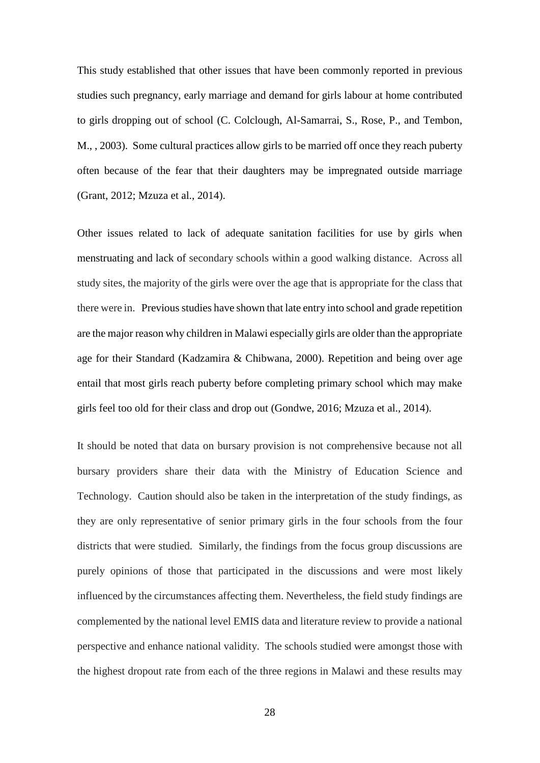This study established that other issues that have been commonly reported in previous studies such pregnancy, early marriage and demand for girls labour at home contributed to girls dropping out of school (C. Colclough, Al-Samarrai, S., Rose, P., and Tembon, M., , 2003). Some cultural practices allow girls to be married off once they reach puberty often because of the fear that their daughters may be impregnated outside marriage (Grant, 2012; Mzuza et al., 2014).

Other issues related to lack of adequate sanitation facilities for use by girls when menstruating and lack of secondary schools within a good walking distance. Across all study sites, the majority of the girls were over the age that is appropriate for the class that there were in. Previous studies have shown that late entry into school and grade repetition are the major reason why children in Malawi especially girls are older than the appropriate age for their Standard (Kadzamira & Chibwana, 2000). Repetition and being over age entail that most girls reach puberty before completing primary school which may make girls feel too old for their class and drop out (Gondwe, 2016; Mzuza et al., 2014).

It should be noted that data on bursary provision is not comprehensive because not all bursary providers share their data with the Ministry of Education Science and Technology. Caution should also be taken in the interpretation of the study findings, as they are only representative of senior primary girls in the four schools from the four districts that were studied. Similarly, the findings from the focus group discussions are purely opinions of those that participated in the discussions and were most likely influenced by the circumstances affecting them. Nevertheless, the field study findings are complemented by the national level EMIS data and literature review to provide a national perspective and enhance national validity. The schools studied were amongst those with the highest dropout rate from each of the three regions in Malawi and these results may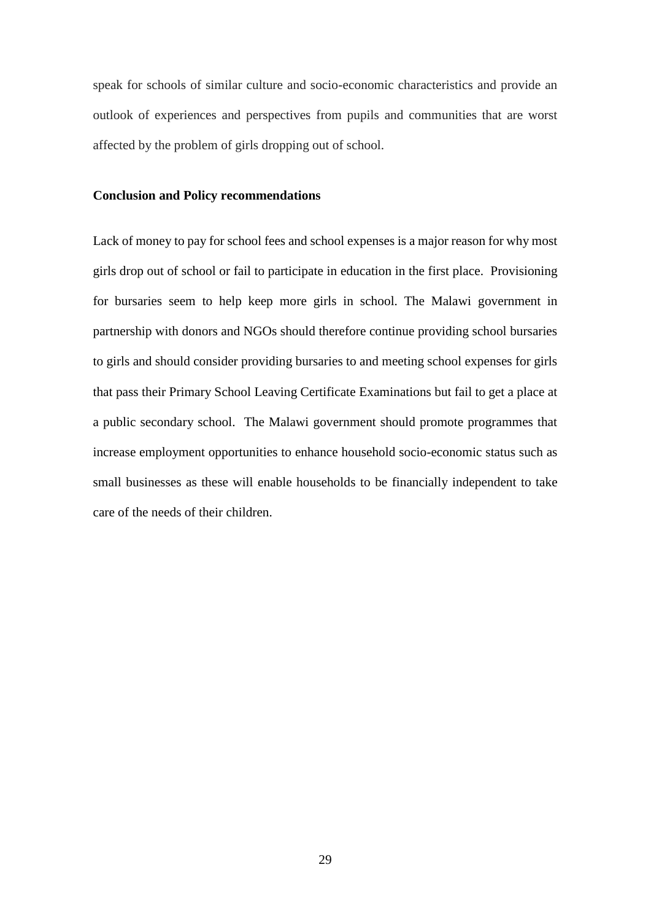speak for schools of similar culture and socio-economic characteristics and provide an outlook of experiences and perspectives from pupils and communities that are worst affected by the problem of girls dropping out of school.

**Conclusion and Policy recommendations**

Lack of money to pay for school fees and school expenses is a major reason for why most girls drop out of school or fail to participate in education in the first place. Provisioning for bursaries seem to help keep more girls in school. The Malawi government in partnership with donors and NGOs should therefore continue providing school bursaries to girls and should consider providing bursaries to and meeting school expenses for girls that pass their Primary School Leaving Certificate Examinations but fail to get a place at a public secondary school. The Malawi government should promote programmes that increase employment opportunities to enhance household socio-economic status such as small businesses as these will enable households to be financially independent to take care of the needs of their children.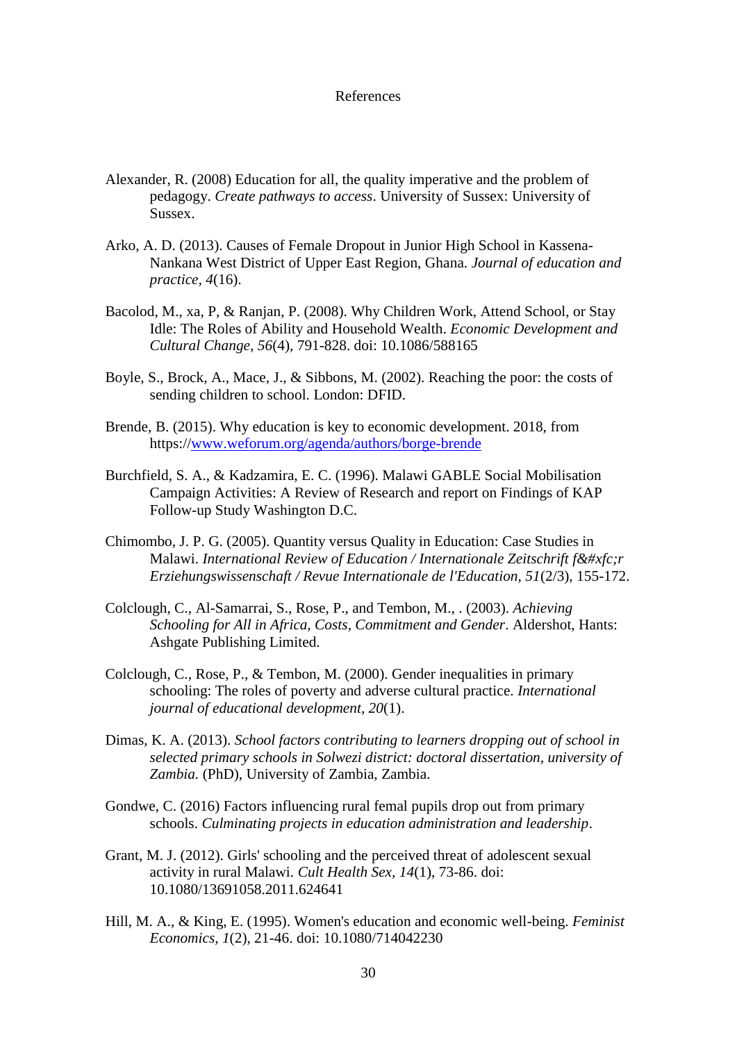# References

Alexander, R. (2008) Education for all, the quality imperative and the problem of pedagogy. *Create pathways to access*. University of Sussex: University of Sussex.

Arko, A. D. (2013). Causes of Female Dropout in Junior High School in Kassena-Nankana West District of Upper East Region, Ghana. *Journal of education and practice, 4*(16).

Bacolod, M., xa, P, & Ranjan, P. (2008). Why Children Work, Attend School, or Stay Idle: The Roles of Ability and Household Wealth. *Economic Development and Cultural Change, 56*(4), 791-828. doi: 10.1086/588165

Boyle, S., Brock, A., Mace, J., & Sibbons, M. (2002). Reaching the poor: the costs of sending children to school. London: DFID.

Brende, B. (2015). Why education is key to economic development. 2018, from https://www.weforum.org/agenda/authors/borge-brende

Burchfield, S. A., & Kadzamira, E. C. (1996). Malawi GABLE Social Mobilisation Campaign Activities: A Review of Research and report on Findings of KAP Follow-up Study Washington D.C.

Chimombo, J. P. G. (2005). Quantity versus Quality in Education: Case Studies in Malawi. *International Review of Education / Internationale Zeitschrift f&#xfc;r Erziehungswissenschaft / Revue Internationale de l'Education, 51*(2/3), 155-172.

Colclough, C., Al-Samarrai, S., Rose, P., and Tembon, M., . (2003). *Achieving Schooling for All in Africa, Costs, Commitment and Gender*. Aldershot, Hants: Ashgate Publishing Limited.

Colclough, C., Rose, P., & Tembon, M. (2000). Gender inequalities in primary schooling: The roles of poverty and adverse cultural practice. *International journal of educational development, 20*(1).

Dimas, K. A. (2013). *School factors contributing to learners dropping out of school in selected primary schools in Solwezi district: doctoral dissertation, university of Zambia.* (PhD), University of Zambia, Zambia.

Gondwe, C. (2016) Factors influencing rural femal pupils drop out from primary schools. *Culminating projects in education administration and leadership*.

Grant, M. J. (2012). Girls' schooling and the perceived threat of adolescent sexual activity in rural Malawi. *Cult Health Sex, 14*(1), 73-86. doi: 10.1080/13691058.2011.624641

Hill, M. A., & King, E. (1995). Women's education and economic well-being. *Feminist Economics, 1*(2), 21-46. doi: 10.1080/714042230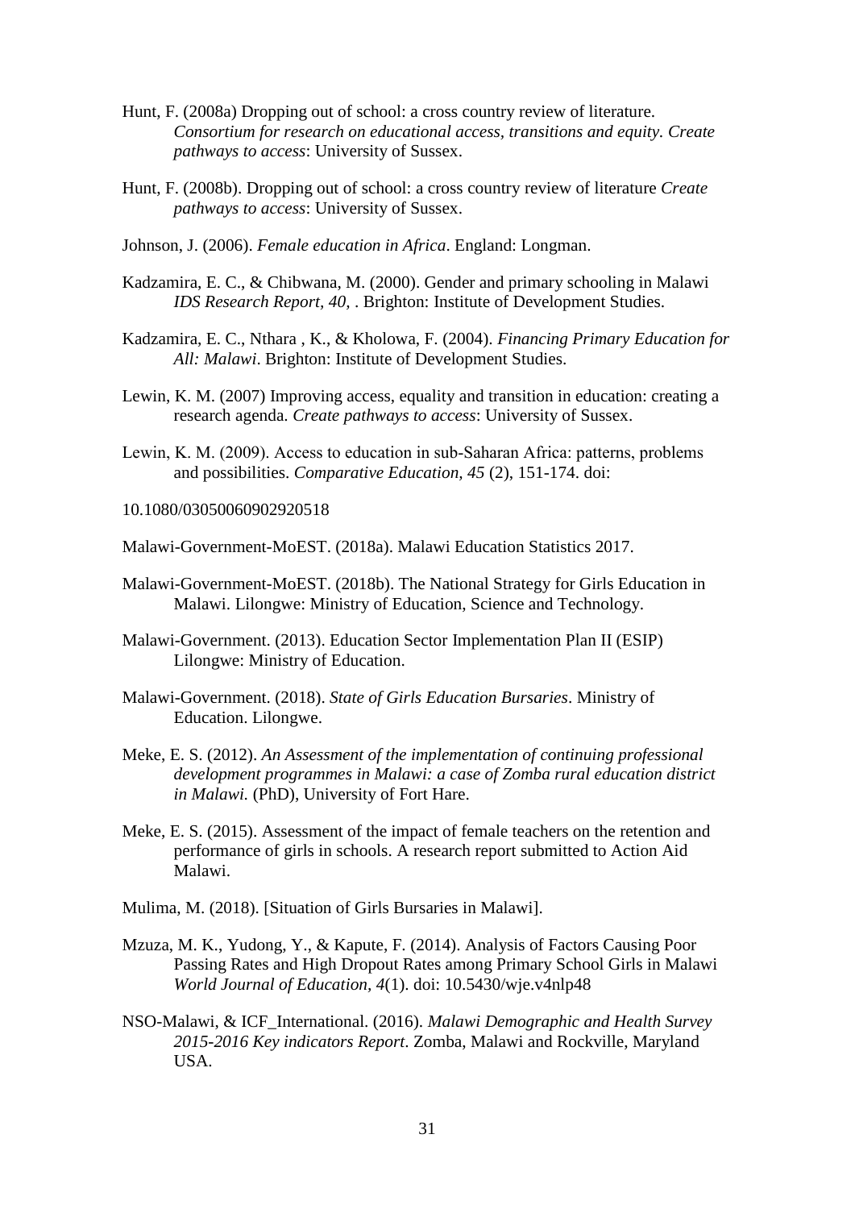Hunt, F. (2008a) Dropping out of school: a cross country review of literature. *Consortium for research on educational access, transitions and equity. Create pathways to access*: University of Sussex.

Hunt, F. (2008b). Dropping out of school: a cross country review of literature *Create pathways to access*: University of Sussex.

Johnson, J. (2006). *Female education in Africa*. England: Longman.

Kadzamira, E. C., & Chibwana, M. (2000). Gender and primary schooling in Malawi *IDS Research Report, 40,* . Brighton: Institute of Development Studies.

Kadzamira, E. C., Nthara , K., & Kholowa, F. (2004). *Financing Primary Education for All: Malawi*. Brighton: Institute of Development Studies.

Lewin, K. M. (2007) Improving access, equality and transition in education: creating a research agenda. *Create pathways to access*: University of Sussex.

Lewin, K. M. (2009). Access to education in sub-Saharan Africa: patterns, problems and possibilities. *Comparative Education, 45* (2), 151-174. doi:

10.1080/03050060902920518

Malawi-Government-MoEST. (2018a). Malawi Education Statistics 2017.

Malawi-Government-MoEST. (2018b). The National Strategy for Girls Education in Malawi. Lilongwe: Ministry of Education, Science and Technology.

Malawi-Government. (2013). Education Sector Implementation Plan II (ESIP) Lilongwe: Ministry of Education.

Malawi-Government. (2018). *State of Girls Education Bursaries*. Ministry of Education. Lilongwe.

Meke, E. S. (2012). *An Assessment of the implementation of continuing professional development programmes in Malawi: a case of Zomba rural education district in Malawi.* (PhD), University of Fort Hare.

Meke, E. S. (2015). Assessment of the impact of female teachers on the retention and performance of girls in schools. A research report submitted to Action Aid Malawi.

Mulima, M. (2018). [Situation of Girls Bursaries in Malawi].

Mzuza, M. K., Yudong, Y., & Kapute, F. (2014). Analysis of Factors Causing Poor Passing Rates and High Dropout Rates among Primary School Girls in Malawi *World Journal of Education, 4*(1). doi: 10.5430/wje.v4nlp48

NSO-Malawi, & ICF_International. (2016). *Malawi Demographic and Health Survey 2015-2016 Key indicators Report*. Zomba, Malawi and Rockville, Maryland USA.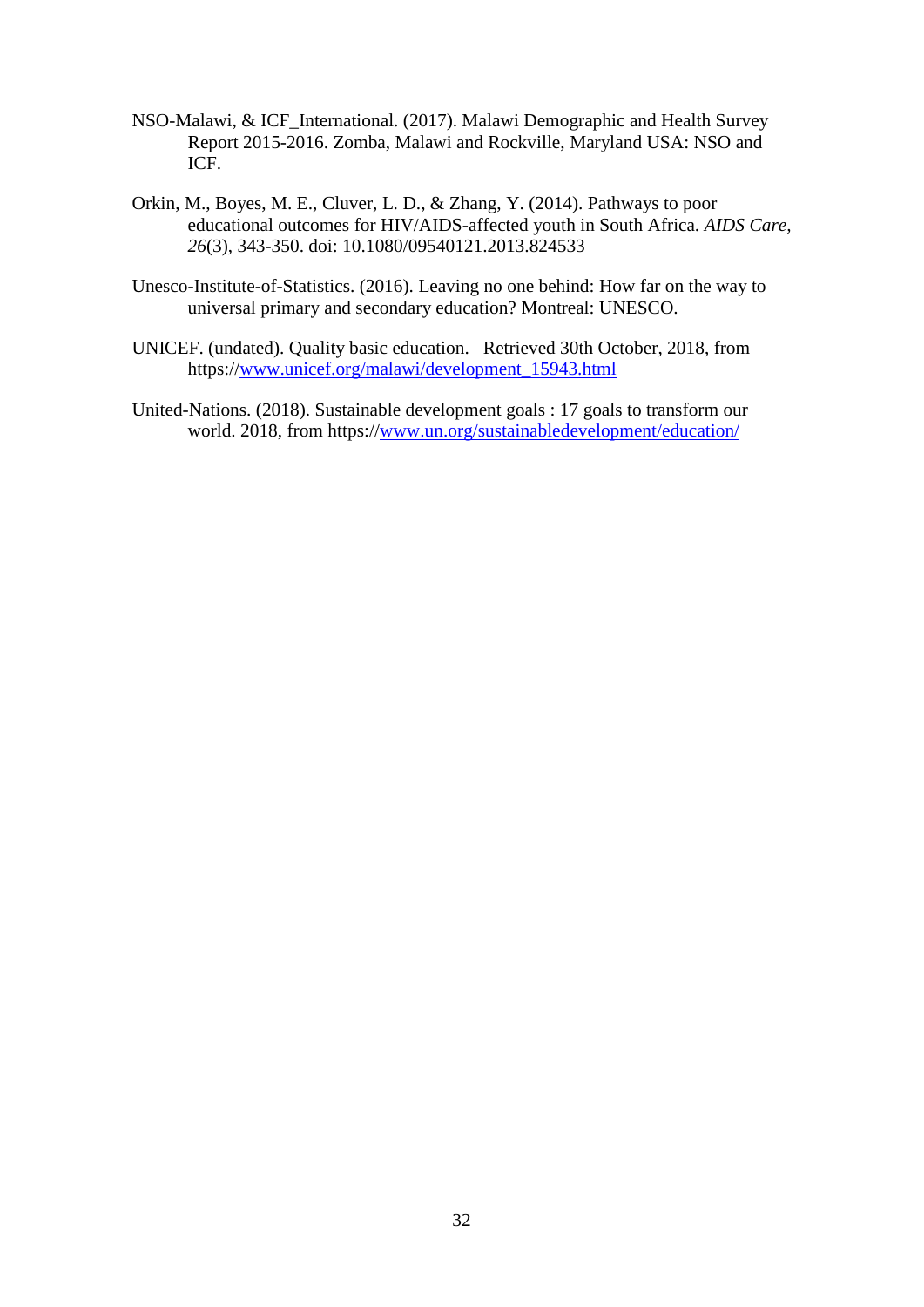NSO-Malawi, & ICF_International. (2017). Malawi Demographic and Health Survey Report 2015-2016. Zomba, Malawi and Rockville, Maryland USA: NSO and ICF.

Orkin, M., Boyes, M. E., Cluver, L. D., & Zhang, Y. (2014). Pathways to poor educational outcomes for HIV/AIDS-affected youth in South Africa. *AIDS Care, 26*(3), 343-350. doi: 10.1080/09540121.2013.824533

Unesco-Institute-of-Statistics. (2016). Leaving no one behind: How far on the way to universal primary and secondary education? Montreal: UNESCO.

UNICEF. (undated). Quality basic education. Retrieved 30th October, 2018, from https://www.unicef.org/malawi/development_15943.html

United-Nations. (2018). Sustainable development goals : 17 goals to transform our world. 2018, from https://www.un.org/sustainabledevelopment/education/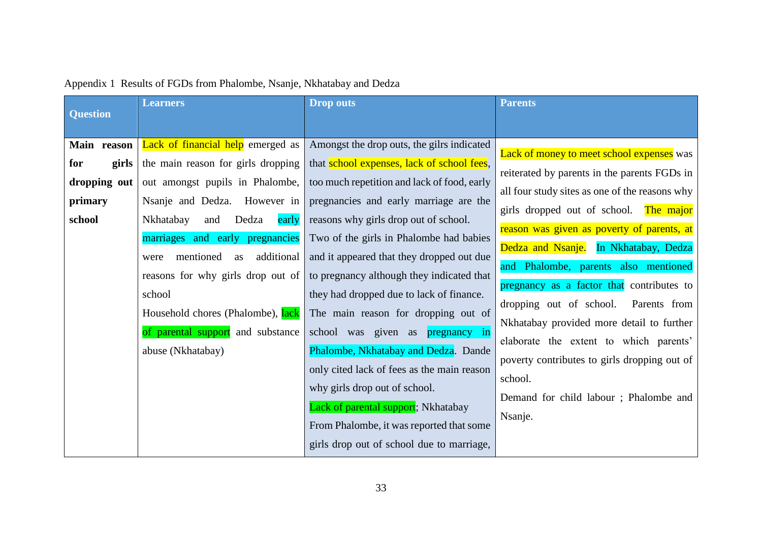Appendix 1 Results of FGDs from Phalombe, Nsanje, Nkhatabay and Dedza

| Question | Learners | Drop outs | Parents |
|---|---|---|---|
| **Main reason for girls dropping out primary school** | Lack of financial help emerged as the main reason for girls dropping out amongst pupils in Phalombe, Nsanje and Dedza. However in Nkhatabay and Dedza early marriages and early pregnancies were mentioned as additional reasons for why girls drop out of school<br>Household chores (Phalombe), lack of parental support and substance abuse (Nkhatabay) | Amongst the drop outs, the gilrs indicated that school expenses, lack of school fees, too much repetition and lack of food, early pregnancies and early marriage are the reasons why girls drop out of school.<br>Two of the girls in Phalombe had babies and it appeared that they dropped out due to pregnancy although they indicated that they had dropped due to lack of finance.<br>The main reason for dropping out of school was given as pregnancy in Phalombe, Nkhatabay and Dedza. Dande only cited lack of fees as the main reason why girls drop out of school.<br>Lack of parental support; Nkhatabay<br>From Phalombe, it was reported that some girls drop out of school due to marriage, | Lack of money to meet school expenses was reiterated by parents in the parents FGDs in all four study sites as one of the reasons why girls dropped out of school. The major reason was given as poverty of parents, at Dedza and Nsanje. In Nkhatabay, Dedza and Phalombe, parents also mentioned pregnancy as a factor that contributes to dropping out of school. Parents from Nkhatabay provided more detail to further elaborate the extent to which parents' poverty contributes to girls dropping out of school.<br>Demand for child labour ; Phalombe and Nsanje. |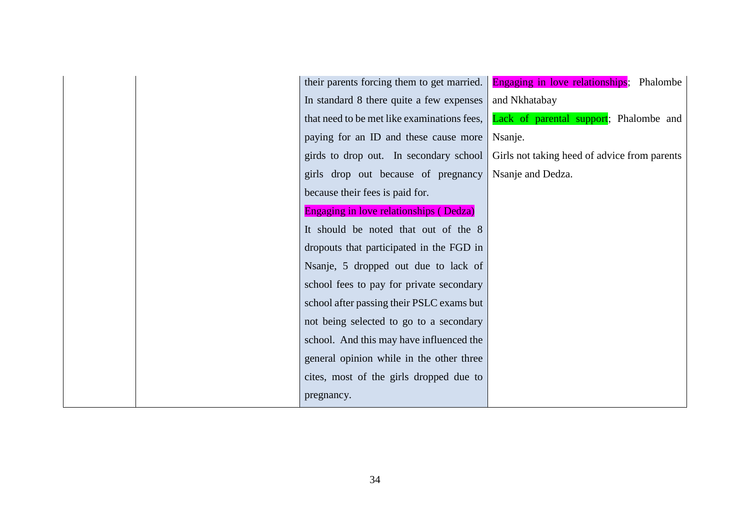|  |  | their parents forcing them to get married. In standard 8 there quite a few expenses that need to be met like examinations fees, paying for an ID and these cause more girds to drop out. In secondary school girls drop out because of pregnancy because their fees is paid for.<br>Engaging in love relationships ( Dedza)<br>It should be noted that out of the 8 dropouts that participated in the FGD in Nsanje, 5 dropped out due to lack of school fees to pay for private secondary school after passing their PSLC exams but not being selected to go to a secondary school. And this may have influenced the general opinion while in the other three cites, most of the girls dropped due to pregnancy. | Engaging in love relationships; Phalombe and Nkhatabay<br>Lack of parental support; Phalombe and Nsanje.<br>Girls not taking heed of advice from parents Nsanje and Dedza. |
|---|---|---|---|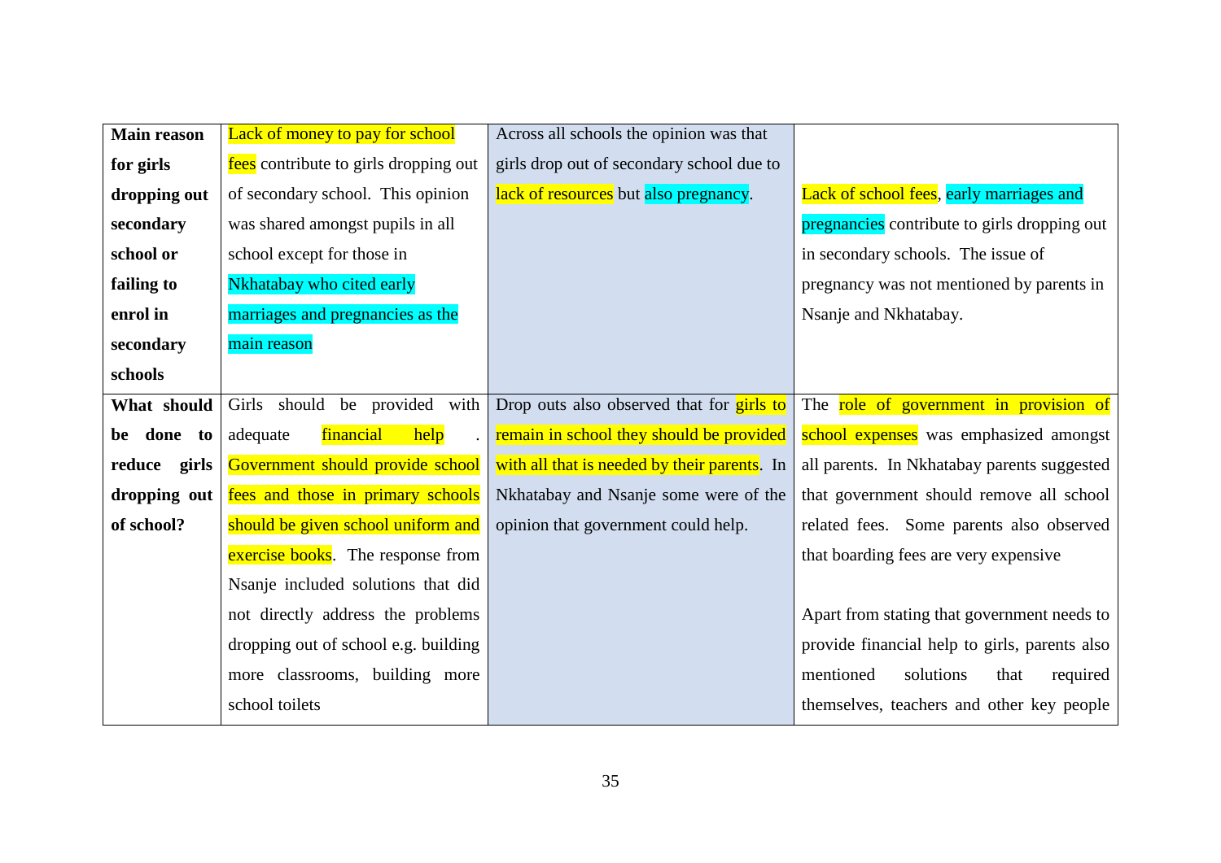| | | | |
|---|---|---|---|
| **Main reason for girls dropping out secondary school or failing to enrol in secondary schools** | Lack of money to pay for school fees contribute to girls dropping out of secondary school. This opinion was shared amongst pupils in all school except for those in Nkhatabay who cited early marriages and pregnancies as the main reason | Across all schools the opinion was that girls drop out of secondary school due to lack of resources but also pregnancy. | Lack of school fees, early marriages and pregnancies contribute to girls dropping out in secondary schools. The issue of pregnancy was not mentioned by parents in Nsanje and Nkhatabay. |
| **What should be done to reduce girls dropping out of school?** | Girls should be provided with adequate financial help . Government should provide school fees and those in primary schools should be given school uniform and exercise books. The response from Nsanje included solutions that did not directly address the problems dropping out of school e.g. building more classrooms, building more school toilets | Drop outs also observed that for girls to remain in school they should be provided with all that is needed by their parents. In Nkhatabay and Nsanje some were of the opinion that government could help. | The role of government in provision of school expenses was emphasized amongst all parents. In Nkhatabay parents suggested that government should remove all school related fees. Some parents also observed that boarding fees are very expensive<br><br>Apart from stating that government needs to provide financial help to girls, parents also mentioned solutions that required themselves, teachers and other key people |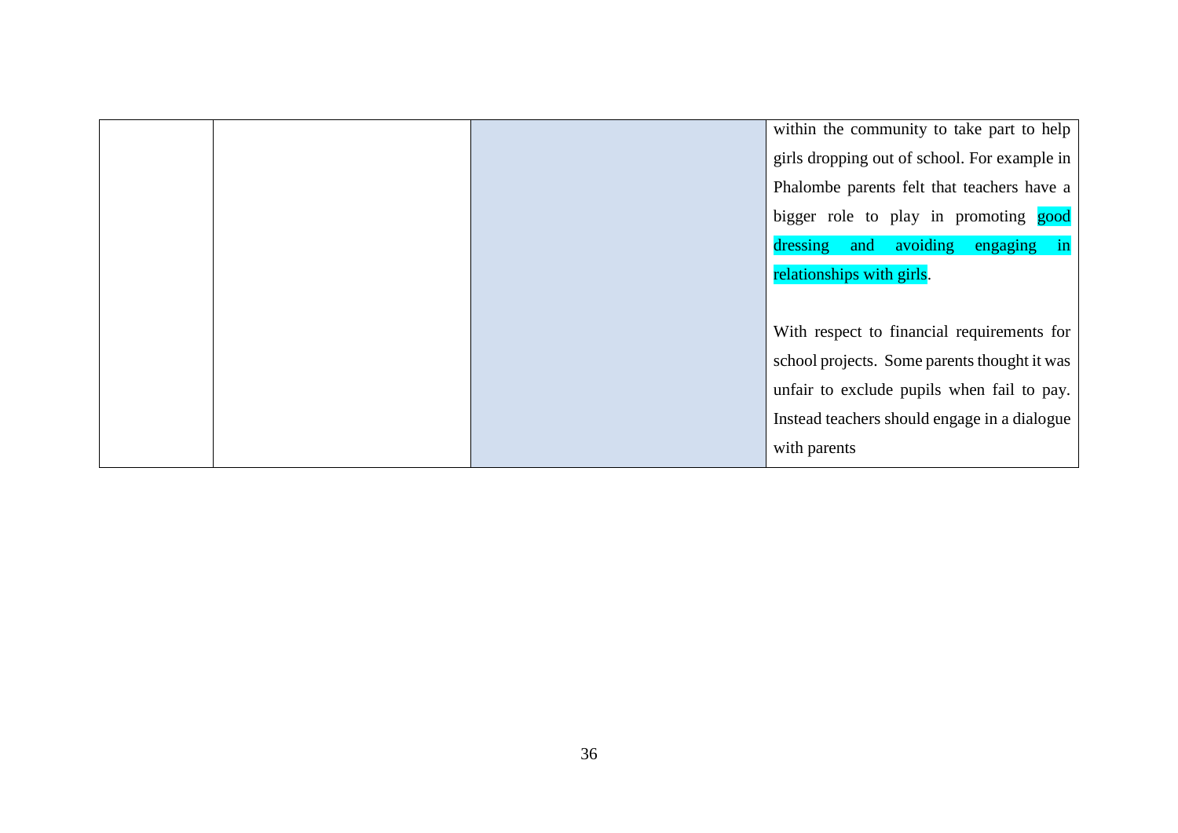| | | | |
|---|---|---|---|
| | | | within the community to take part to help girls dropping out of school. For example in Phalombe parents felt that teachers have a bigger role to play in promoting good dressing and avoiding engaging in relationships with girls.<br><br>With respect to financial requirements for school projects. Some parents thought it was unfair to exclude pupils when fail to pay. Instead teachers should engage in a dialogue with parents |